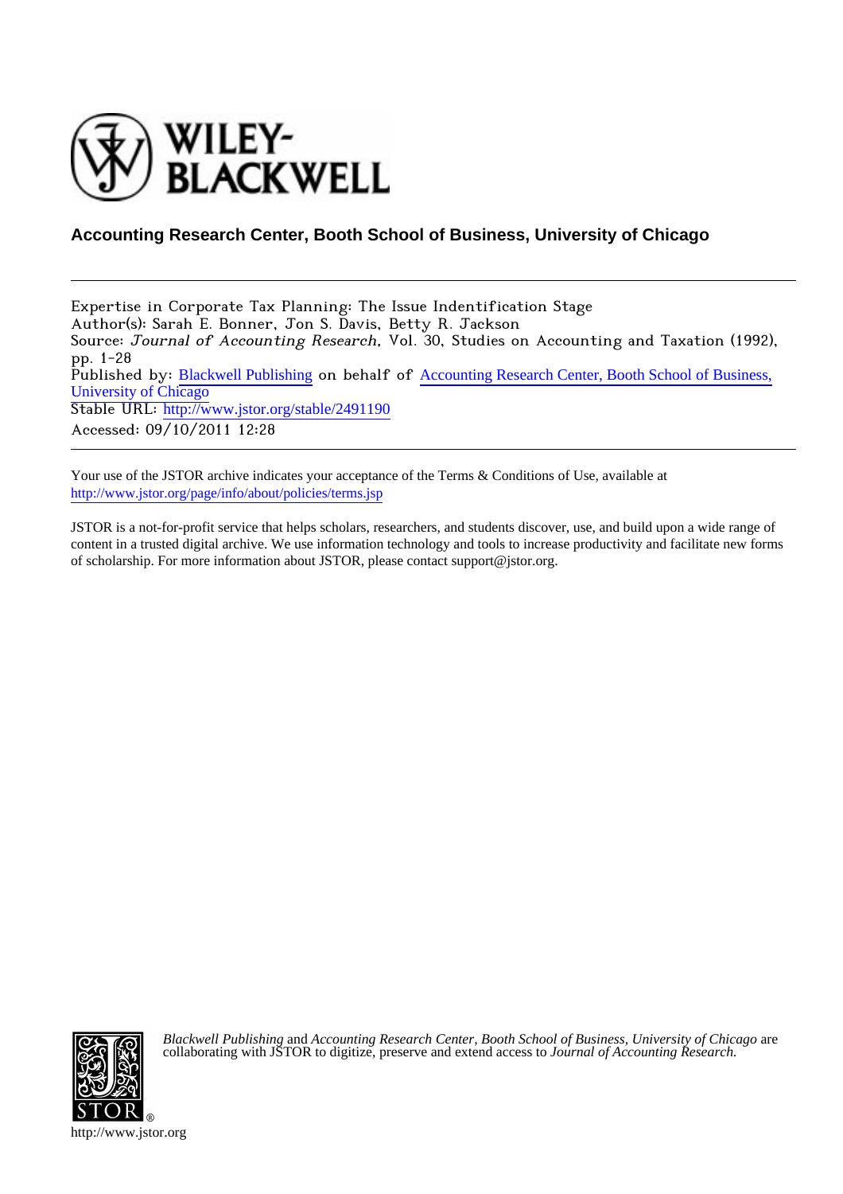# Accounting Research Center, Booth School of Business, University of Chicago

---

Expertise in Corporate Tax Planning: The Issue Indentification Stage
Author(s): Sarah E. Bonner, Jon S. Davis, Betty R. Jackson
Source: *Journal of Accounting Research*, Vol. 30, Studies on Accounting and Taxation (1992), pp. 1-28
Published by: Blackwell Publishing on behalf of Accounting Research Center, Booth School of Business, University of Chicago
Stable URL: http://www.jstor.org/stable/2491190
Accessed: 09/10/2011 12:28

---

Your use of the JSTOR archive indicates your acceptance of the Terms & Conditions of Use, available at http://www.jstor.org/page/info/about/policies/terms.jsp

JSTOR is a not-for-profit service that helps scholars, researchers, and students discover, use, and build upon a wide range of content in a trusted digital archive. We use information technology and tools to increase productivity and facilitate new forms of scholarship. For more information about JSTOR, please contact support@jstor.org.

*Blackwell Publishing* and *Accounting Research Center, Booth School of Business, University of Chicago* are collaborating with JSTOR to digitize, preserve and extend access to *Journal of Accounting Research.*

http://www.jstor.org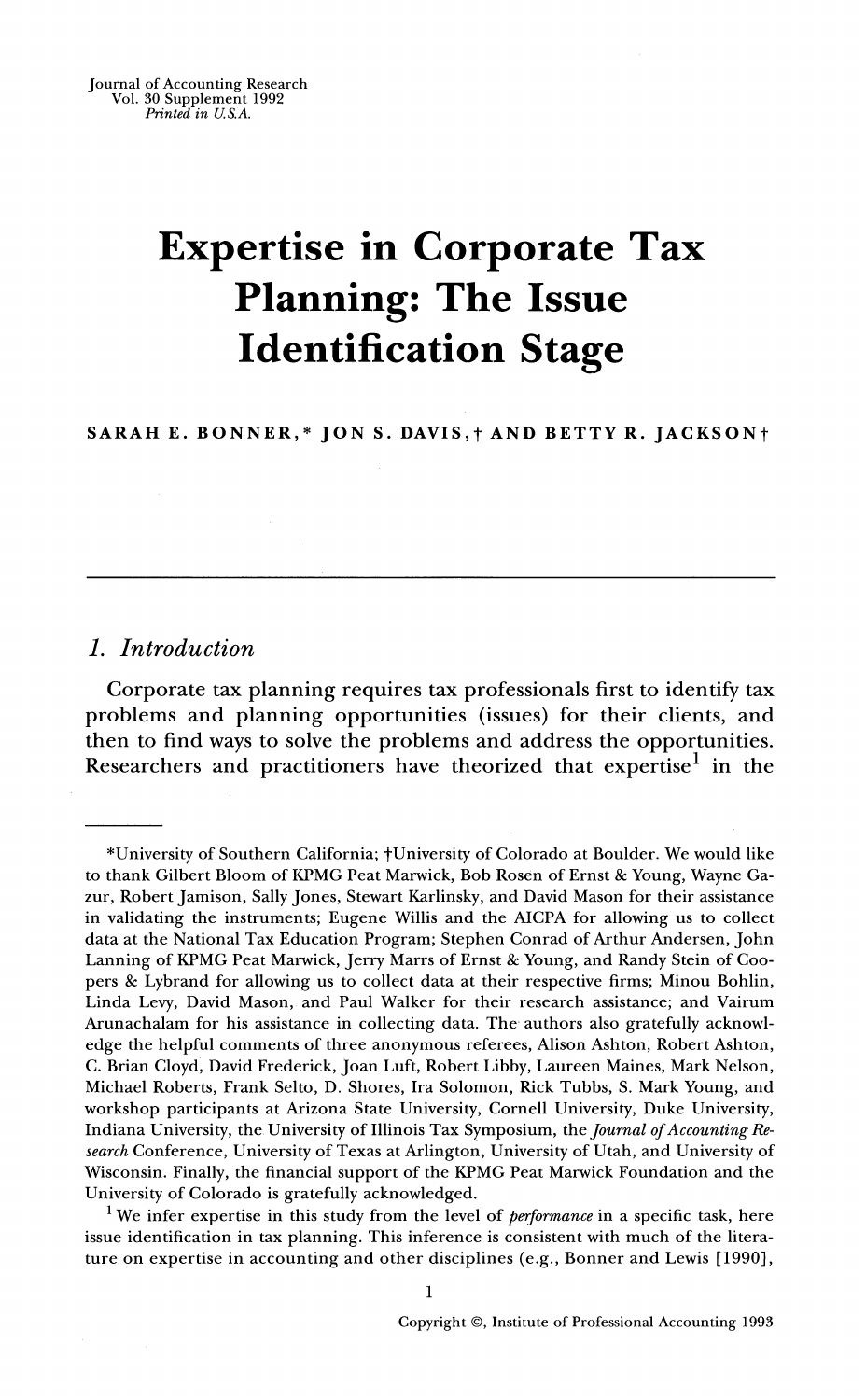# Expertise in Corporate Tax Planning: The Issue Identification Stage

SARAH E. BONNER,* JON S. DAVIS,† AND BETTY R. JACKSON†

## 1. Introduction

Corporate tax planning requires tax professionals first to identify tax problems and planning opportunities (issues) for their clients, and then to find ways to solve the problems and address the opportunities. Researchers and practitioners have theorized that expertise[1] in the

---

*University of Southern California; †University of Colorado at Boulder. We would like to thank Gilbert Bloom of KPMG Peat Marwick, Bob Rosen of Ernst & Young, Wayne Gazur, Robert Jamison, Sally Jones, Stewart Karlinsky, and David Mason for their assistance in validating the instruments; Eugene Willis and the AICPA for allowing us to collect data at the National Tax Education Program; Stephen Conrad of Arthur Andersen, John Lanning of KPMG Peat Marwick, Jerry Marrs of Ernst & Young, and Randy Stein of Coopers & Lybrand for allowing us to collect data at their respective firms; Minou Bohlin, Linda Levy, David Mason, and Paul Walker for their research assistance; and Vairum Arunachalam for his assistance in collecting data. The authors also gratefully acknowledge the helpful comments of three anonymous referees, Alison Ashton, Robert Ashton, C. Brian Cloyd, David Frederick, Joan Luft, Robert Libby, Laureen Maines, Mark Nelson, Michael Roberts, Frank Selto, D. Shores, Ira Solomon, Rick Tubbs, S. Mark Young, and workshop participants at Arizona State University, Cornell University, Duke University, Indiana University, the University of Illinois Tax Symposium, the *Journal of Accounting Research* Conference, University of Texas at Arlington, University of Utah, and University of Wisconsin. Finally, the financial support of the KPMG Peat Marwick Foundation and the University of Colorado is gratefully acknowledged.

[1] We infer expertise in this study from the level of *performance* in a specific task, here issue identification in tax planning. This inference is consistent with much of the literature on expertise in accounting and other disciplines (e.g., Bonner and Lewis [1990],

Copyright ©, Institute of Professional Accounting 1993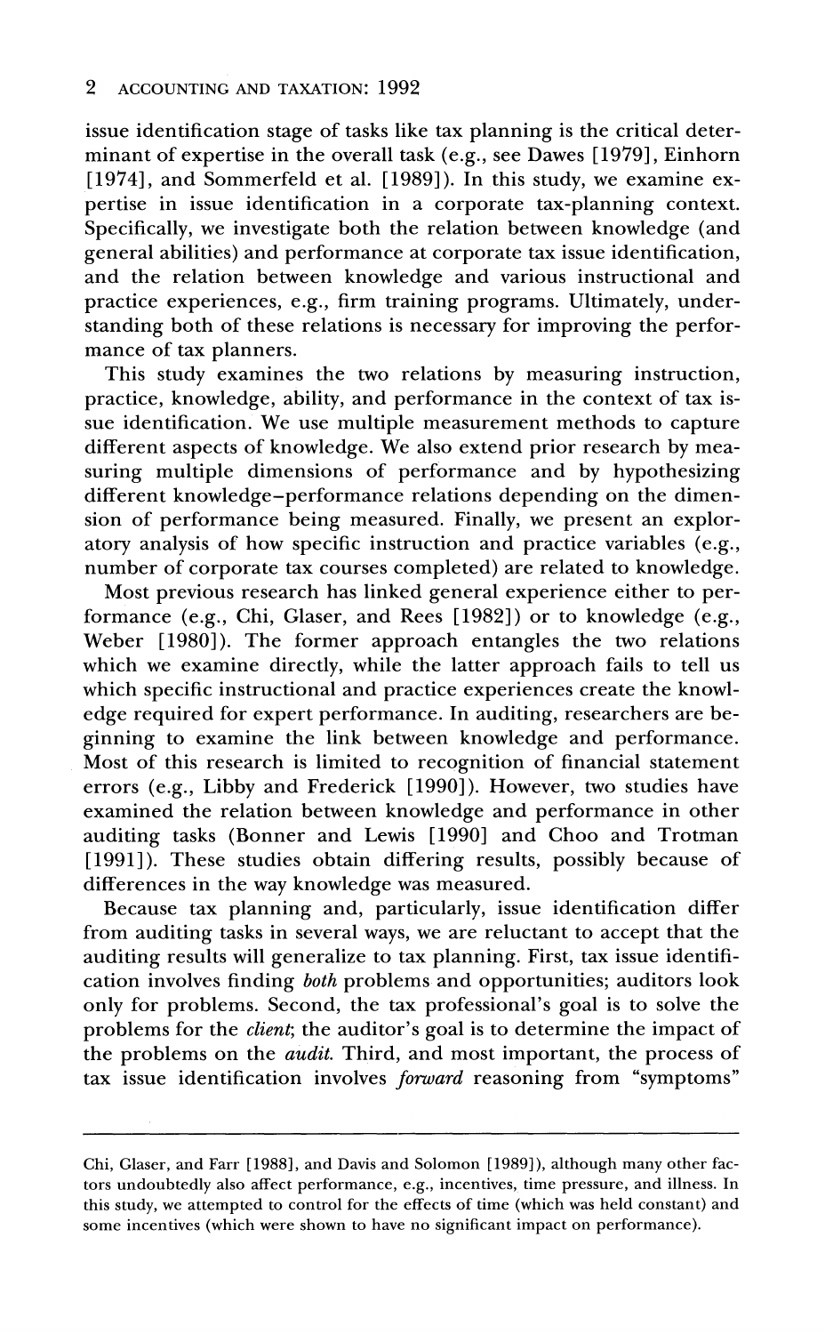issue identification stage of tasks like tax planning is the critical determinant of expertise in the overall task (e.g., see Dawes [1979], Einhorn [1974], and Sommerfeld et al. [1989]). In this study, we examine expertise in issue identification in a corporate tax-planning context. Specifically, we investigate both the relation between knowledge (and general abilities) and performance at corporate tax issue identification, and the relation between knowledge and various instructional and practice experiences, e.g., firm training programs. Ultimately, understanding both of these relations is necessary for improving the performance of tax planners.

This study examines the two relations by measuring instruction, practice, knowledge, ability, and performance in the context of tax issue identification. We use multiple measurement methods to capture different aspects of knowledge. We also extend prior research by measuring multiple dimensions of performance and by hypothesizing different knowledge–performance relations depending on the dimension of performance being measured. Finally, we present an exploratory analysis of how specific instruction and practice variables (e.g., number of corporate tax courses completed) are related to knowledge.

Most previous research has linked general experience either to performance (e.g., Chi, Glaser, and Rees [1982]) or to knowledge (e.g., Weber [1980]). The former approach entangles the two relations which we examine directly, while the latter approach fails to tell us which specific instructional and practice experiences create the knowledge required for expert performance. In auditing, researchers are beginning to examine the link between knowledge and performance. Most of this research is limited to recognition of financial statement errors (e.g., Libby and Frederick [1990]). However, two studies have examined the relation between knowledge and performance in other auditing tasks (Bonner and Lewis [1990] and Choo and Trotman [1991]). These studies obtain differing results, possibly because of differences in the way knowledge was measured.

Because tax planning and, particularly, issue identification differ from auditing tasks in several ways, we are reluctant to accept that the auditing results will generalize to tax planning. First, tax issue identification involves finding *both* problems and opportunities; auditors look only for problems. Second, the tax professional's goal is to solve the problems for the *client*; the auditor's goal is to determine the impact of the problems on the *audit*. Third, and most important, the process of tax issue identification involves *forward* reasoning from "symptoms"

---

Chi, Glaser, and Farr [1988], and Davis and Solomon [1989]), although many other factors undoubtedly also affect performance, e.g., incentives, time pressure, and illness. In this study, we attempted to control for the effects of time (which was held constant) and some incentives (which were shown to have no significant impact on performance).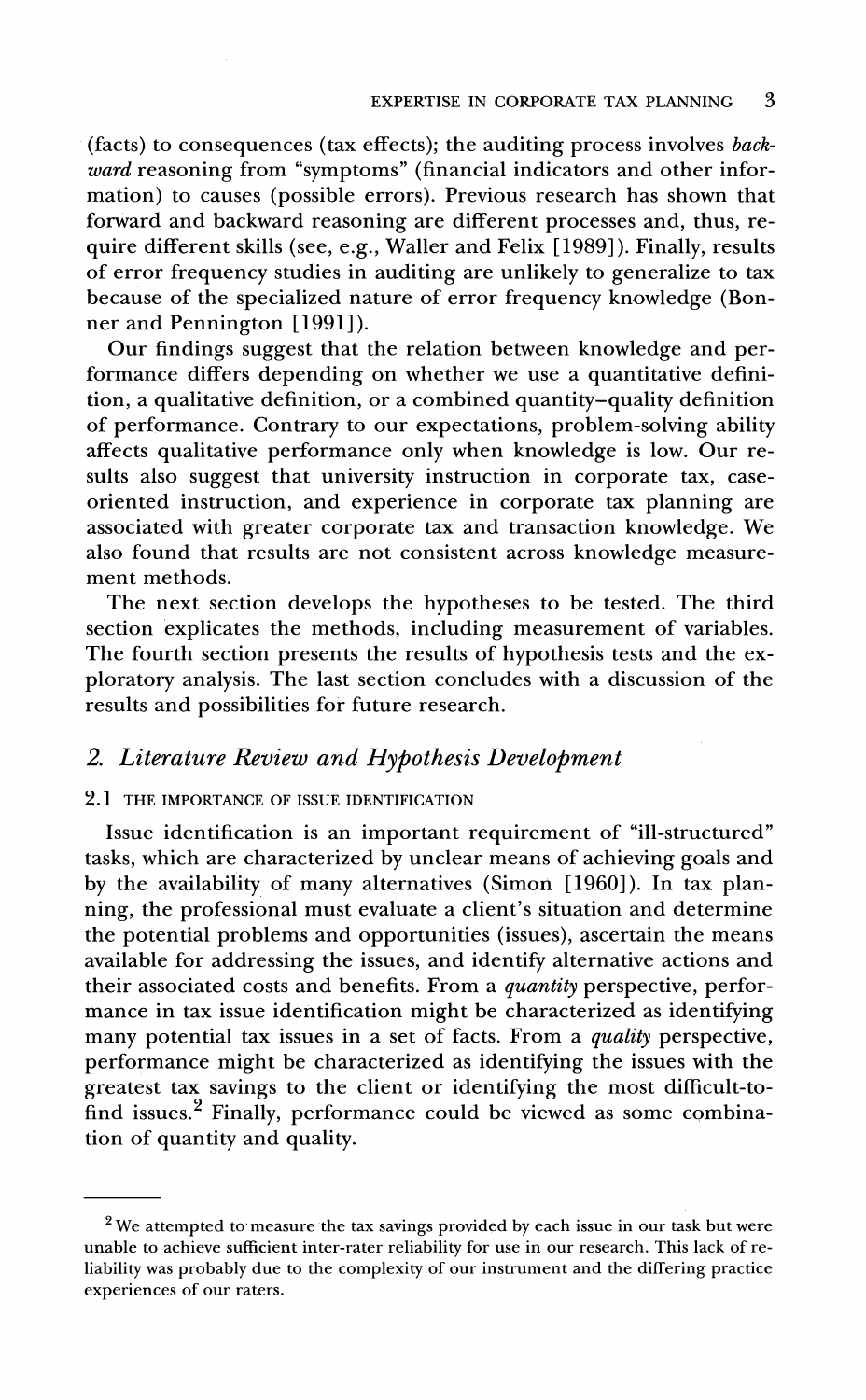(facts) to consequences (tax effects); the auditing process involves *backward* reasoning from "symptoms" (financial indicators and other information) to causes (possible errors). Previous research has shown that forward and backward reasoning are different processes and, thus, require different skills (see, e.g., Waller and Felix [1989]). Finally, results of error frequency studies in auditing are unlikely to generalize to tax because of the specialized nature of error frequency knowledge (Bonner and Pennington [1991]).

Our findings suggest that the relation between knowledge and performance differs depending on whether we use a quantitative definition, a qualitative definition, or a combined quantity–quality definition of performance. Contrary to our expectations, problem-solving ability affects qualitative performance only when knowledge is low. Our results also suggest that university instruction in corporate tax, case-oriented instruction, and experience in corporate tax planning are associated with greater corporate tax and transaction knowledge. We also found that results are not consistent across knowledge measurement methods.

The next section develops the hypotheses to be tested. The third section explicates the methods, including measurement of variables. The fourth section presents the results of hypothesis tests and the exploratory analysis. The last section concludes with a discussion of the results and possibilities for future research.

## 2. *Literature Review and Hypothesis Development*

### 2.1 THE IMPORTANCE OF ISSUE IDENTIFICATION

Issue identification is an important requirement of "ill-structured" tasks, which are characterized by unclear means of achieving goals and by the availability of many alternatives (Simon [1960]). In tax planning, the professional must evaluate a client's situation and determine the potential problems and opportunities (issues), ascertain the means available for addressing the issues, and identify alternative actions and their associated costs and benefits. From a *quantity* perspective, performance in tax issue identification might be characterized as identifying many potential tax issues in a set of facts. From a *quality* perspective, performance might be characterized as identifying the issues with the greatest tax savings to the client or identifying the most difficult-to-find issues.[2] Finally, performance could be viewed as some combination of quantity and quality.

---

[2] We attempted to measure the tax savings provided by each issue in our task but were unable to achieve sufficient inter-rater reliability for use in our research. This lack of reliability was probably due to the complexity of our instrument and the differing practice experiences of our raters.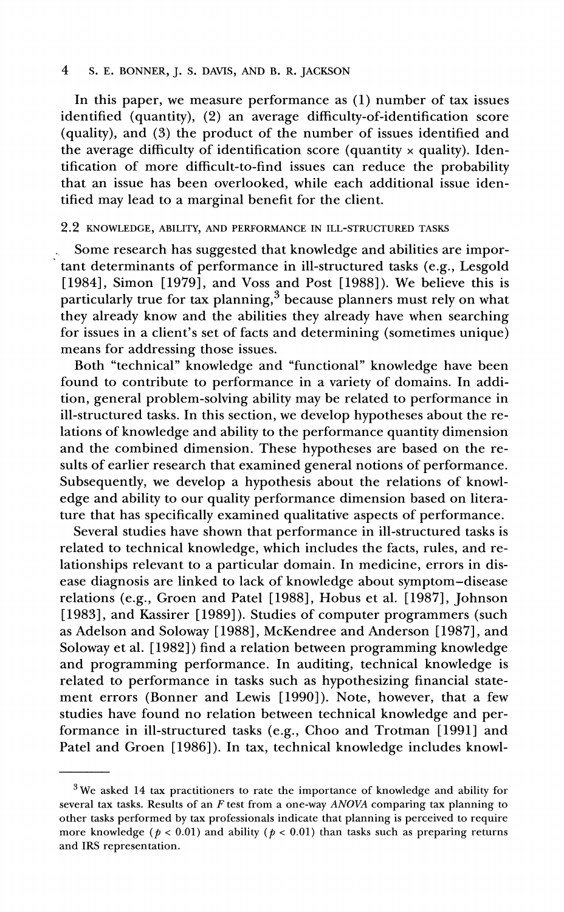In this paper, we measure performance as (1) number of tax issues identified (quantity), (2) an average difficulty-of-identification score (quality), and (3) the product of the number of issues identified and the average difficulty of identification score (quantity × quality). Identification of more difficult-to-find issues can reduce the probability that an issue has been overlooked, while each additional issue identified may lead to a marginal benefit for the client.

## 2.2 KNOWLEDGE, ABILITY, AND PERFORMANCE IN ILL-STRUCTURED TASKS

Some research has suggested that knowledge and abilities are important determinants of performance in ill-structured tasks (e.g., Lesgold [1984], Simon [1979], and Voss and Post [1988]). We believe this is particularly true for tax planning,[3] because planners must rely on what they already know and the abilities they already have when searching for issues in a client's set of facts and determining (sometimes unique) means for addressing those issues.

Both "technical" knowledge and "functional" knowledge have been found to contribute to performance in a variety of domains. In addition, general problem-solving ability may be related to performance in ill-structured tasks. In this section, we develop hypotheses about the relations of knowledge and ability to the performance quantity dimension and the combined dimension. These hypotheses are based on the results of earlier research that examined general notions of performance. Subsequently, we develop a hypothesis about the relations of knowledge and ability to our quality performance dimension based on literature that has specifically examined qualitative aspects of performance.

Several studies have shown that performance in ill-structured tasks is related to technical knowledge, which includes the facts, rules, and relationships relevant to a particular domain. In medicine, errors in disease diagnosis are linked to lack of knowledge about symptom–disease relations (e.g., Groen and Patel [1988], Hobus et al. [1987], Johnson [1983], and Kassirer [1989]). Studies of computer programmers (such as Adelson and Soloway [1988], McKendree and Anderson [1987], and Soloway et al. [1982]) find a relation between programming knowledge and programming performance. In auditing, technical knowledge is related to performance in tasks such as hypothesizing financial statement errors (Bonner and Lewis [1990]). Note, however, that a few studies have found no relation between technical knowledge and performance in ill-structured tasks (e.g., Choo and Trotman [1991] and Patel and Groen [1986]). In tax, technical knowledge includes knowl-

---

[3] We asked 14 tax practitioners to rate the importance of knowledge and ability for several tax tasks. Results of an $F$ test from a one-way *ANOVA* comparing tax planning to other tasks performed by tax professionals indicate that planning is perceived to require more knowledge ($p < 0.01$) and ability ($p < 0.01$) than tasks such as preparing returns and IRS representation.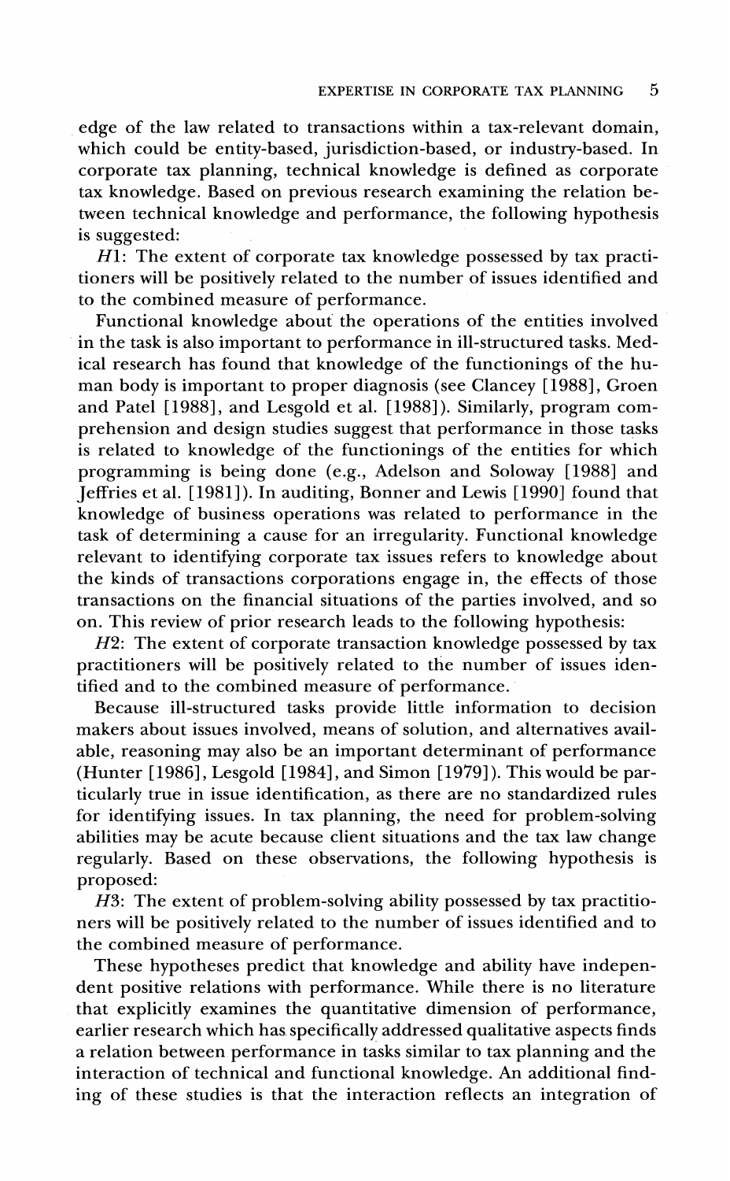edge of the law related to transactions within a tax-relevant domain, which could be entity-based, jurisdiction-based, or industry-based. In corporate tax planning, technical knowledge is defined as corporate tax knowledge. Based on previous research examining the relation between technical knowledge and performance, the following hypothesis is suggested:

*H*1: The extent of corporate tax knowledge possessed by tax practitioners will be positively related to the number of issues identified and to the combined measure of performance.

Functional knowledge about the operations of the entities involved in the task is also important to performance in ill-structured tasks. Medical research has found that knowledge of the functionings of the human body is important to proper diagnosis (see Clancey [1988], Groen and Patel [1988], and Lesgold et al. [1988]). Similarly, program comprehension and design studies suggest that performance in those tasks is related to knowledge of the functionings of the entities for which programming is being done (e.g., Adelson and Soloway [1988] and Jeffries et al. [1981]). In auditing, Bonner and Lewis [1990] found that knowledge of business operations was related to performance in the task of determining a cause for an irregularity. Functional knowledge relevant to identifying corporate tax issues refers to knowledge about the kinds of transactions corporations engage in, the effects of those transactions on the financial situations of the parties involved, and so on. This review of prior research leads to the following hypothesis:

*H*2: The extent of corporate transaction knowledge possessed by tax practitioners will be positively related to the number of issues identified and to the combined measure of performance.

Because ill-structured tasks provide little information to decision makers about issues involved, means of solution, and alternatives available, reasoning may also be an important determinant of performance (Hunter [1986], Lesgold [1984], and Simon [1979]). This would be particularly true in issue identification, as there are no standardized rules for identifying issues. In tax planning, the need for problem-solving abilities may be acute because client situations and the tax law change regularly. Based on these observations, the following hypothesis is proposed:

*H*3: The extent of problem-solving ability possessed by tax practitioners will be positively related to the number of issues identified and to the combined measure of performance.

These hypotheses predict that knowledge and ability have independent positive relations with performance. While there is no literature that explicitly examines the quantitative dimension of performance, earlier research which has specifically addressed qualitative aspects finds a relation between performance in tasks similar to tax planning and the interaction of technical and functional knowledge. An additional finding of these studies is that the interaction reflects an integration of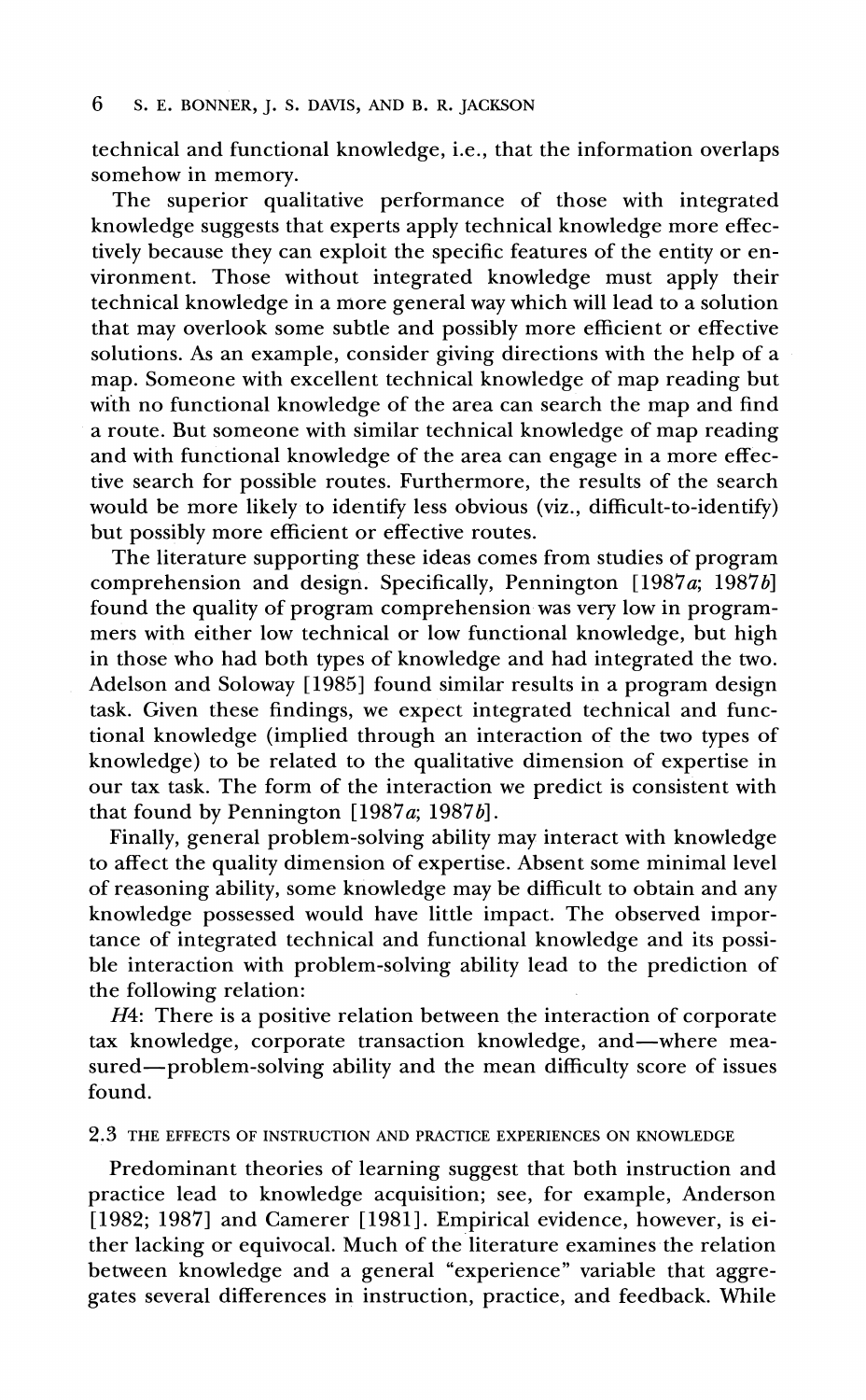technical and functional knowledge, i.e., that the information overlaps somehow in memory.

The superior qualitative performance of those with integrated knowledge suggests that experts apply technical knowledge more effectively because they can exploit the specific features of the entity or environment. Those without integrated knowledge must apply their technical knowledge in a more general way which will lead to a solution that may overlook some subtle and possibly more efficient or effective solutions. As an example, consider giving directions with the help of a map. Someone with excellent technical knowledge of map reading but with no functional knowledge of the area can search the map and find a route. But someone with similar technical knowledge of map reading and with functional knowledge of the area can engage in a more effective search for possible routes. Furthermore, the results of the search would be more likely to identify less obvious (viz., difficult-to-identify) but possibly more efficient or effective routes.

The literature supporting these ideas comes from studies of program comprehension and design. Specifically, Pennington [1987*a*; 1987*b*] found the quality of program comprehension was very low in programmers with either low technical or low functional knowledge, but high in those who had both types of knowledge and had integrated the two. Adelson and Soloway [1985] found similar results in a program design task. Given these findings, we expect integrated technical and functional knowledge (implied through an interaction of the two types of knowledge) to be related to the qualitative dimension of expertise in our tax task. The form of the interaction we predict is consistent with that found by Pennington [1987*a*; 1987*b*].

Finally, general problem-solving ability may interact with knowledge to affect the quality dimension of expertise. Absent some minimal level of reasoning ability, some knowledge may be difficult to obtain and any knowledge possessed would have little impact. The observed importance of integrated technical and functional knowledge and its possible interaction with problem-solving ability lead to the prediction of the following relation:

*H4*: There is a positive relation between the interaction of corporate tax knowledge, corporate transaction knowledge, and—where measured—problem-solving ability and the mean difficulty score of issues found.

### 2.3 THE EFFECTS OF INSTRUCTION AND PRACTICE EXPERIENCES ON KNOWLEDGE

Predominant theories of learning suggest that both instruction and practice lead to knowledge acquisition; see, for example, Anderson [1982; 1987] and Camerer [1981]. Empirical evidence, however, is either lacking or equivocal. Much of the literature examines the relation between knowledge and a general "experience" variable that aggregates several differences in instruction, practice, and feedback. While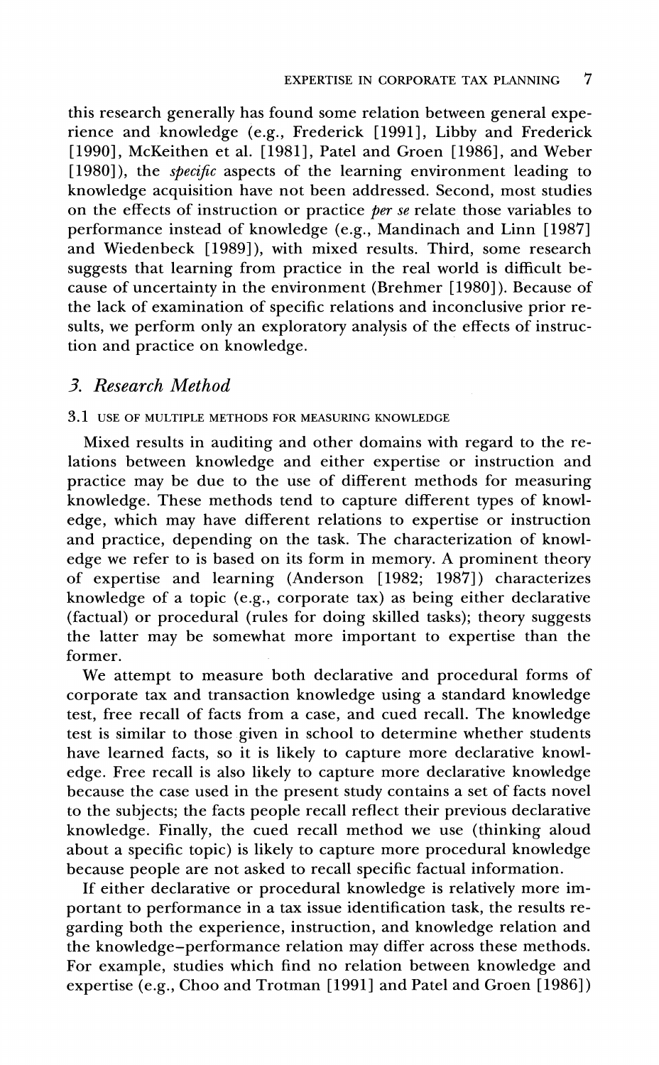this research generally has found some relation between general experience and knowledge (e.g., Frederick [1991], Libby and Frederick [1990], McKeithen et al. [1981], Patel and Groen [1986], and Weber [1980]), the *specific* aspects of the learning environment leading to knowledge acquisition have not been addressed. Second, most studies on the effects of instruction or practice *per se* relate those variables to performance instead of knowledge (e.g., Mandinach and Linn [1987] and Wiedenbeck [1989]), with mixed results. Third, some research suggests that learning from practice in the real world is difficult because of uncertainty in the environment (Brehmer [1980]). Because of the lack of examination of specific relations and inconclusive prior results, we perform only an exploratory analysis of the effects of instruction and practice on knowledge.

## 3. Research Method

### 3.1 USE OF MULTIPLE METHODS FOR MEASURING KNOWLEDGE

Mixed results in auditing and other domains with regard to the relations between knowledge and either expertise or instruction and practice may be due to the use of different methods for measuring knowledge. These methods tend to capture different types of knowledge, which may have different relations to expertise or instruction and practice, depending on the task. The characterization of knowledge we refer to is based on its form in memory. A prominent theory of expertise and learning (Anderson [1982; 1987]) characterizes knowledge of a topic (e.g., corporate tax) as being either declarative (factual) or procedural (rules for doing skilled tasks); theory suggests the latter may be somewhat more important to expertise than the former.

We attempt to measure both declarative and procedural forms of corporate tax and transaction knowledge using a standard knowledge test, free recall of facts from a case, and cued recall. The knowledge test is similar to those given in school to determine whether students have learned facts, so it is likely to capture more declarative knowledge. Free recall is also likely to capture more declarative knowledge because the case used in the present study contains a set of facts novel to the subjects; the facts people recall reflect their previous declarative knowledge. Finally, the cued recall method we use (thinking aloud about a specific topic) is likely to capture more procedural knowledge because people are not asked to recall specific factual information.

If either declarative or procedural knowledge is relatively more important to performance in a tax issue identification task, the results regarding both the experience, instruction, and knowledge relation and the knowledge–performance relation may differ across these methods. For example, studies which find no relation between knowledge and expertise (e.g., Choo and Trotman [1991] and Patel and Groen [1986])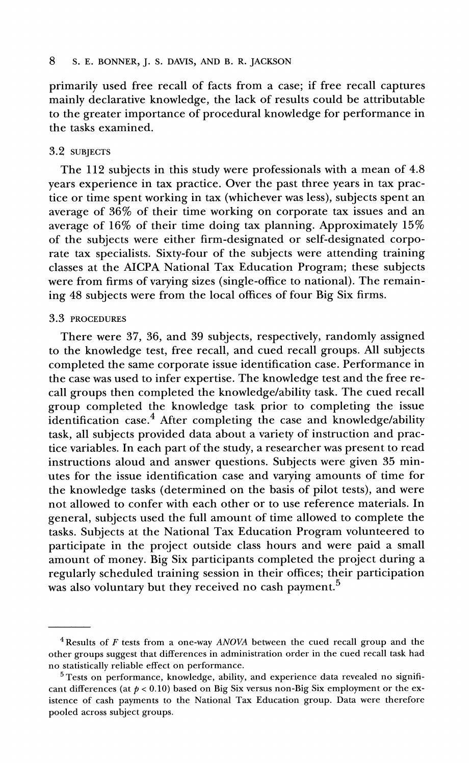primarily used free recall of facts from a case; if free recall captures mainly declarative knowledge, the lack of results could be attributable to the greater importance of procedural knowledge for performance in the tasks examined.

### 3.2 SUBJECTS

The 112 subjects in this study were professionals with a mean of 4.8 years experience in tax practice. Over the past three years in tax practice or time spent working in tax (whichever was less), subjects spent an average of 36% of their time working on corporate tax issues and an average of 16% of their time doing tax planning. Approximately 15% of the subjects were either firm-designated or self-designated corporate tax specialists. Sixty-four of the subjects were attending training classes at the AICPA National Tax Education Program; these subjects were from firms of varying sizes (single-office to national). The remaining 48 subjects were from the local offices of four Big Six firms.

### 3.3 PROCEDURES

There were 37, 36, and 39 subjects, respectively, randomly assigned to the knowledge test, free recall, and cued recall groups. All subjects completed the same corporate issue identification case. Performance in the case was used to infer expertise. The knowledge test and the free recall groups then completed the knowledge/ability task. The cued recall group completed the knowledge task prior to completing the issue identification case.[4] After completing the case and knowledge/ability task, all subjects provided data about a variety of instruction and practice variables. In each part of the study, a researcher was present to read instructions aloud and answer questions. Subjects were given 35 minutes for the issue identification case and varying amounts of time for the knowledge tasks (determined on the basis of pilot tests), and were not allowed to confer with each other or to use reference materials. In general, subjects used the full amount of time allowed to complete the tasks. Subjects at the National Tax Education Program volunteered to participate in the project outside class hours and were paid a small amount of money. Big Six participants completed the project during a regularly scheduled training session in their offices; their participation was also voluntary but they received no cash payment.[5]

---

[4] Results of $F$ tests from a one-way *ANOVA* between the cued recall group and the other groups suggest that differences in administration order in the cued recall task had no statistically reliable effect on performance.

[5] Tests on performance, knowledge, ability, and experience data revealed no significant differences (at $p < 0.10$) based on Big Six versus non-Big Six employment or the existence of cash payments to the National Tax Education group. Data were therefore pooled across subject groups.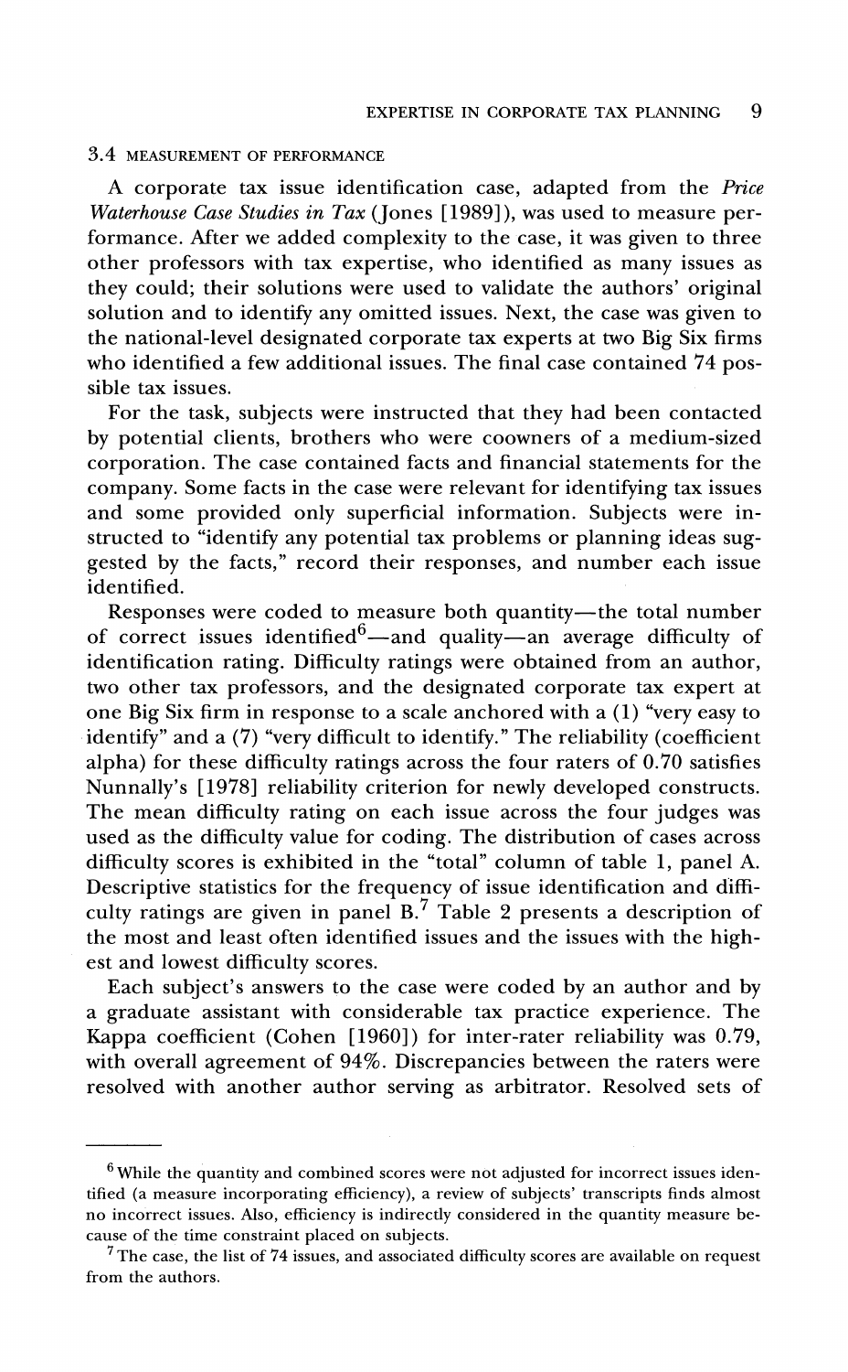### 3.4 MEASUREMENT OF PERFORMANCE

A corporate tax issue identification case, adapted from the *Price Waterhouse Case Studies in Tax* (Jones [1989]), was used to measure performance. After we added complexity to the case, it was given to three other professors with tax expertise, who identified as many issues as they could; their solutions were used to validate the authors' original solution and to identify any omitted issues. Next, the case was given to the national-level designated corporate tax experts at two Big Six firms who identified a few additional issues. The final case contained 74 possible tax issues.

For the task, subjects were instructed that they had been contacted by potential clients, brothers who were coowners of a medium-sized corporation. The case contained facts and financial statements for the company. Some facts in the case were relevant for identifying tax issues and some provided only superficial information. Subjects were instructed to "identify any potential tax problems or planning ideas suggested by the facts," record their responses, and number each issue identified.

Responses were coded to measure both quantity—the total number of correct issues identified[6]—and quality—an average difficulty of identification rating. Difficulty ratings were obtained from an author, two other tax professors, and the designated corporate tax expert at one Big Six firm in response to a scale anchored with a (1) "very easy to identify" and a (7) "very difficult to identify." The reliability (coefficient alpha) for these difficulty ratings across the four raters of 0.70 satisfies Nunnally's [1978] reliability criterion for newly developed constructs. The mean difficulty rating on each issue across the four judges was used as the difficulty value for coding. The distribution of cases across difficulty scores is exhibited in the "total" column of table 1, panel A. Descriptive statistics for the frequency of issue identification and difficulty ratings are given in panel B.[7] Table 2 presents a description of the most and least often identified issues and the issues with the highest and lowest difficulty scores.

Each subject's answers to the case were coded by an author and by a graduate assistant with considerable tax practice experience. The Kappa coefficient (Cohen [1960]) for inter-rater reliability was 0.79, with overall agreement of 94%. Discrepancies between the raters were resolved with another author serving as arbitrator. Resolved sets of

---

[6] While the quantity and combined scores were not adjusted for incorrect issues identified (a measure incorporating efficiency), a review of subjects' transcripts finds almost no incorrect issues. Also, efficiency is indirectly considered in the quantity measure because of the time constraint placed on subjects.

[7] The case, the list of 74 issues, and associated difficulty scores are available on request from the authors.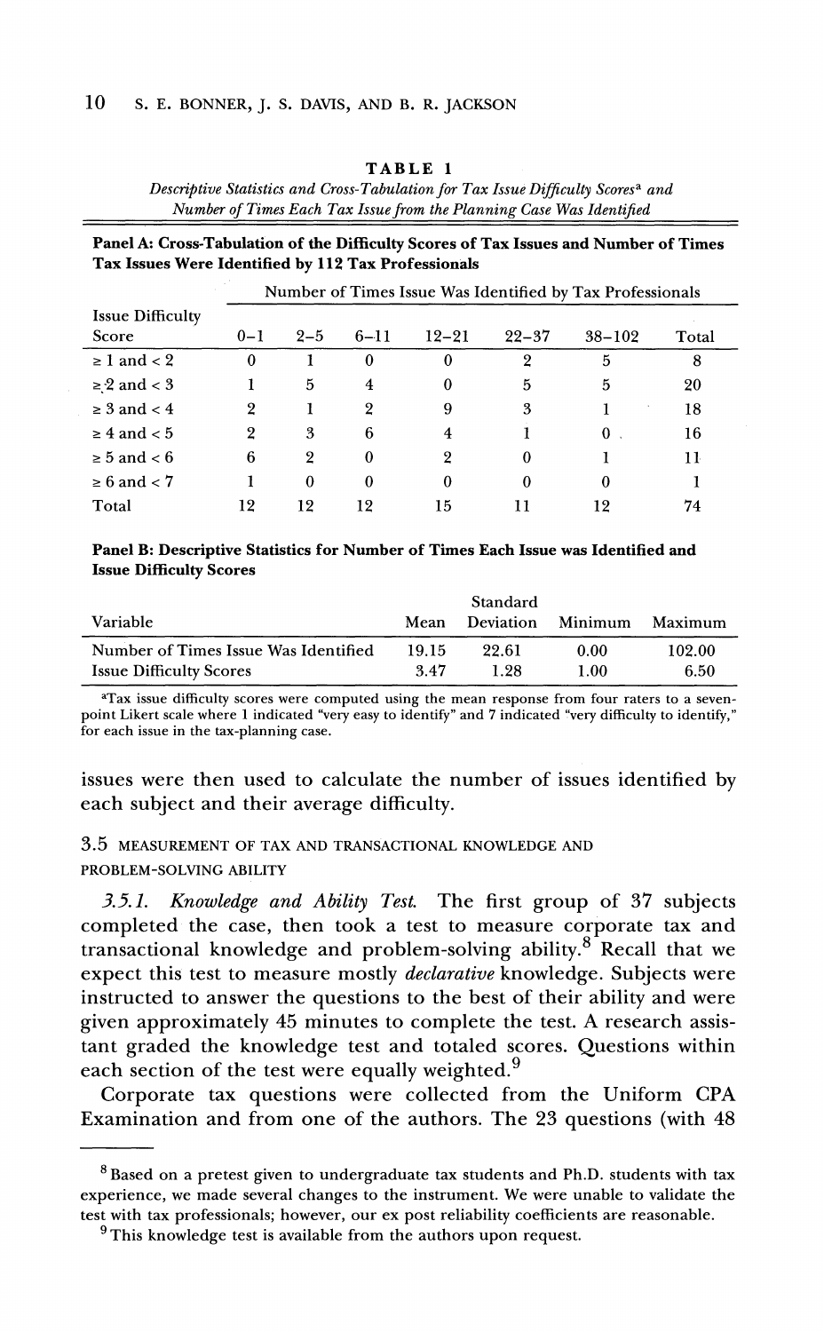**TABLE 1**

*Descriptive Statistics and Cross-Tabulation for Tax Issue Difficulty Scores[a] and Number of Times Each Tax Issue from the Planning Case Was Identified*

**Panel A: Cross-Tabulation of the Difficulty Scores of Tax Issues and Number of Times Tax Issues Were Identified by 112 Tax Professionals**

| Issue Difficulty Score | Number of Times Issue Was Identified by Tax Professionals | | | | | | |
|---|---|---|---|---|---|---|---|
| | 0–1 | 2–5 | 6–11 | 12–21 | 22–37 | 38–102 | Total |
| ≥ 1 and < 2 | 0 | 1 | 0 | 0 | 2 | 5 | 8 |
| ≥ 2 and < 3 | 1 | 5 | 4 | 0 | 5 | 5 | 20 |
| ≥ 3 and < 4 | 2 | 1 | 2 | 9 | 3 | 1 | 18 |
| ≥ 4 and < 5 | 2 | 3 | 6 | 4 | 1 | 0 | 16 |
| ≥ 5 and < 6 | 6 | 2 | 0 | 2 | 0 | 1 | 11 |
| ≥ 6 and < 7 | 1 | 0 | 0 | 0 | 0 | 0 | 1 |
| Total | 12 | 12 | 12 | 15 | 11 | 12 | 74 |

**Panel B: Descriptive Statistics for Number of Times Each Issue was Identified and Issue Difficulty Scores**

| Variable | Mean | Standard Deviation | Minimum | Maximum |
|---|---|---|---|---|
| Number of Times Issue Was Identified | 19.15 | 22.61 | 0.00 | 102.00 |
| Issue Difficulty Scores | 3.47 | 1.28 | 1.00 | 6.50 |

[a]Tax issue difficulty scores were computed using the mean response from four raters to a seven-point Likert scale where 1 indicated "very easy to identify" and 7 indicated "very difficulty to identify," for each issue in the tax-planning case.

issues were then used to calculate the number of issues identified by each subject and their average difficulty.

### 3.5 MEASUREMENT OF TAX AND TRANSACTIONAL KNOWLEDGE AND PROBLEM-SOLVING ABILITY

*3.5.1. Knowledge and Ability Test.* The first group of 37 subjects completed the case, then took a test to measure corporate tax and transactional knowledge and problem-solving ability.[8] Recall that we expect this test to measure mostly *declarative* knowledge. Subjects were instructed to answer the questions to the best of their ability and were given approximately 45 minutes to complete the test. A research assistant graded the knowledge test and totaled scores. Questions within each section of the test were equally weighted.[9]

Corporate tax questions were collected from the Uniform CPA Examination and from one of the authors. The 23 questions (with 48

[8] Based on a pretest given to undergraduate tax students and Ph.D. students with tax experience, we made several changes to the instrument. We were unable to validate the test with tax professionals; however, our ex post reliability coefficients are reasonable.

[9] This knowledge test is available from the authors upon request.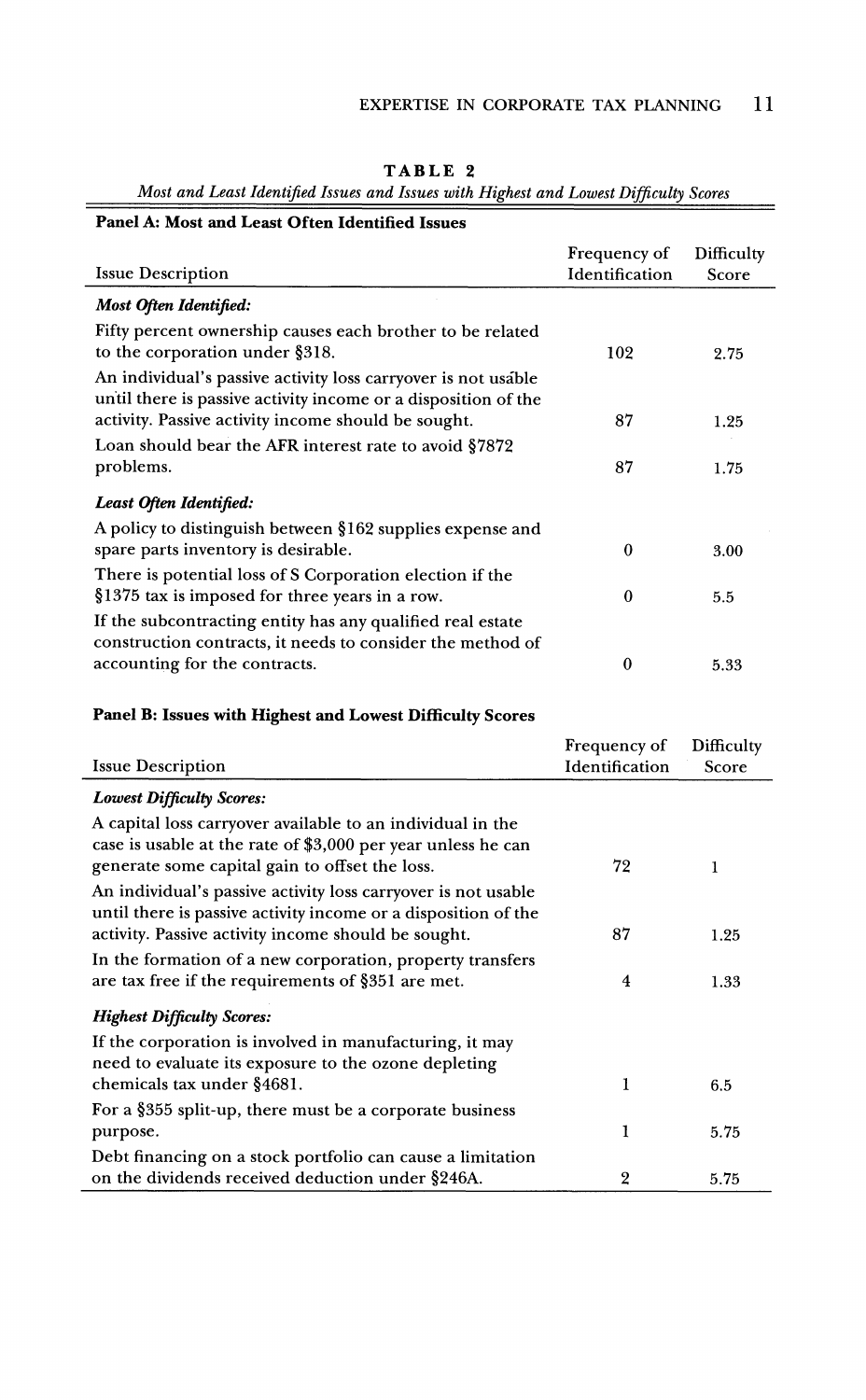**TABLE 2**

*Most and Least Identified Issues and Issues with Highest and Lowest Difficulty Scores*

**Panel A: Most and Least Often Identified Issues**

| Issue Description | Frequency of Identification | Difficulty Score |
|---|---|---|
| ***Most Often Identified:*** | | |
| Fifty percent ownership causes each brother to be related to the corporation under §318. | 102 | 2.75 |
| An individual's passive activity loss carryover is not usable until there is passive activity income or a disposition of the activity. Passive activity income should be sought. | 87 | 1.25 |
| Loan should bear the AFR interest rate to avoid §7872 problems. | 87 | 1.75 |
| ***Least Often Identified:*** | | |
| A policy to distinguish between §162 supplies expense and spare parts inventory is desirable. | 0 | 3.00 |
| There is potential loss of S Corporation election if the §1375 tax is imposed for three years in a row. | 0 | 5.5 |
| If the subcontracting entity has any qualified real estate construction contracts, it needs to consider the method of accounting for the contracts. | 0 | 5.33 |

**Panel B: Issues with Highest and Lowest Difficulty Scores**

| Issue Description | Frequency of Identification | Difficulty Score |
|---|---|---|
| ***Lowest Difficulty Scores:*** | | |
| A capital loss carryover available to an individual in the case is usable at the rate of $3,000 per year unless he can generate some capital gain to offset the loss. | 72 | 1 |
| An individual's passive activity loss carryover is not usable until there is passive activity income or a disposition of the activity. Passive activity income should be sought. | 87 | 1.25 |
| In the formation of a new corporation, property transfers are tax free if the requirements of §351 are met. | 4 | 1.33 |
| ***Highest Difficulty Scores:*** | | |
| If the corporation is involved in manufacturing, it may need to evaluate its exposure to the ozone depleting chemicals tax under §4681. | 1 | 6.5 |
| For a §355 split-up, there must be a corporate business purpose. | 1 | 5.75 |
| Debt financing on a stock portfolio can cause a limitation on the dividends received deduction under §246A. | 2 | 5.75 |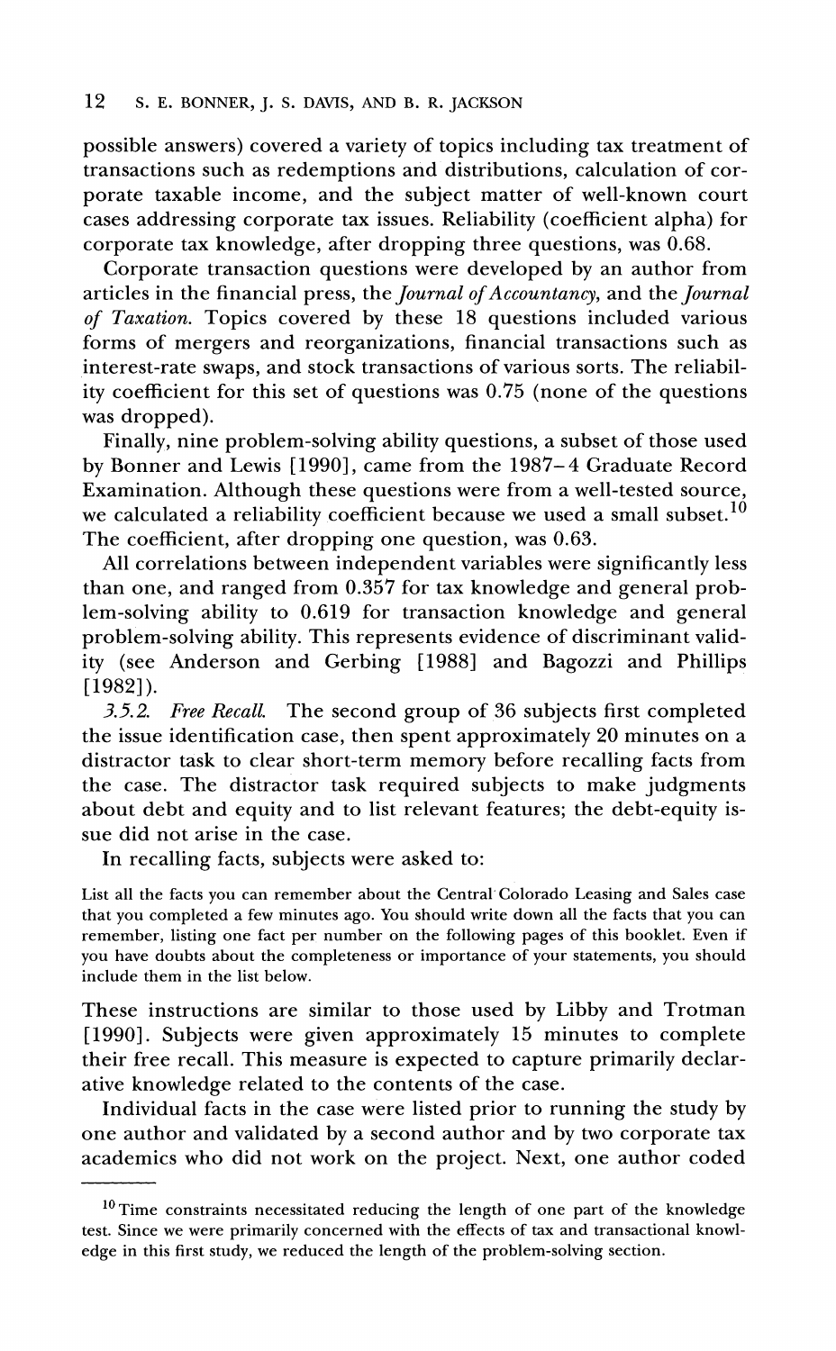possible answers) covered a variety of topics including tax treatment of transactions such as redemptions and distributions, calculation of corporate taxable income, and the subject matter of well-known court cases addressing corporate tax issues. Reliability (coefficient alpha) for corporate tax knowledge, after dropping three questions, was 0.68.

Corporate transaction questions were developed by an author from articles in the financial press, the *Journal of Accountancy*, and the *Journal of Taxation*. Topics covered by these 18 questions included various forms of mergers and reorganizations, financial transactions such as interest-rate swaps, and stock transactions of various sorts. The reliability coefficient for this set of questions was 0.75 (none of the questions was dropped).

Finally, nine problem-solving ability questions, a subset of those used by Bonner and Lewis [1990], came from the 1987–4 Graduate Record Examination. Although these questions were from a well-tested source, we calculated a reliability coefficient because we used a small subset.[10] The coefficient, after dropping one question, was 0.63.

All correlations between independent variables were significantly less than one, and ranged from 0.357 for tax knowledge and general problem-solving ability to 0.619 for transaction knowledge and general problem-solving ability. This represents evidence of discriminant validity (see Anderson and Gerbing [1988] and Bagozzi and Phillips [1982]).

*3.5.2. Free Recall.* The second group of 36 subjects first completed the issue identification case, then spent approximately 20 minutes on a distractor task to clear short-term memory before recalling facts from the case. The distractor task required subjects to make judgments about debt and equity and to list relevant features; the debt-equity issue did not arise in the case.

In recalling facts, subjects were asked to:

> List all the facts you can remember about the Central Colorado Leasing and Sales case that you completed a few minutes ago. You should write down all the facts that you can remember, listing one fact per number on the following pages of this booklet. Even if you have doubts about the completeness or importance of your statements, you should include them in the list below.

These instructions are similar to those used by Libby and Trotman [1990]. Subjects were given approximately 15 minutes to complete their free recall. This measure is expected to capture primarily declarative knowledge related to the contents of the case.

Individual facts in the case were listed prior to running the study by one author and validated by a second author and by two corporate tax academics who did not work on the project. Next, one author coded

---

[10] Time constraints necessitated reducing the length of one part of the knowledge test. Since we were primarily concerned with the effects of tax and transactional knowledge in this first study, we reduced the length of the problem-solving section.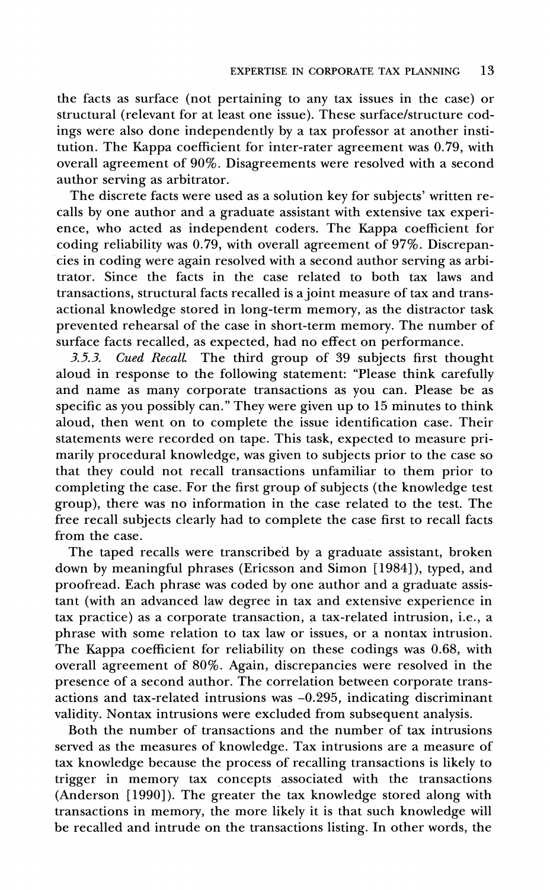the facts as surface (not pertaining to any tax issues in the case) or structural (relevant for at least one issue). These surface/structure codings were also done independently by a tax professor at another institution. The Kappa coefficient for inter-rater agreement was 0.79, with overall agreement of 90%. Disagreements were resolved with a second author serving as arbitrator.

The discrete facts were used as a solution key for subjects' written recalls by one author and a graduate assistant with extensive tax experience, who acted as independent coders. The Kappa coefficient for coding reliability was 0.79, with overall agreement of 97%. Discrepancies in coding were again resolved with a second author serving as arbitrator. Since the facts in the case related to both tax laws and transactions, structural facts recalled is a joint measure of tax and transactional knowledge stored in long-term memory, as the distractor task prevented rehearsal of the case in short-term memory. The number of surface facts recalled, as expected, had no effect on performance.

*3.5.3. Cued Recall.* The third group of 39 subjects first thought aloud in response to the following statement: "Please think carefully and name as many corporate transactions as you can. Please be as specific as you possibly can." They were given up to 15 minutes to think aloud, then went on to complete the issue identification case. Their statements were recorded on tape. This task, expected to measure primarily procedural knowledge, was given to subjects prior to the case so that they could not recall transactions unfamiliar to them prior to completing the case. For the first group of subjects (the knowledge test group), there was no information in the case related to the test. The free recall subjects clearly had to complete the case first to recall facts from the case.

The taped recalls were transcribed by a graduate assistant, broken down by meaningful phrases (Ericsson and Simon [1984]), typed, and proofread. Each phrase was coded by one author and a graduate assistant (with an advanced law degree in tax and extensive experience in tax practice) as a corporate transaction, a tax-related intrusion, i.e., a phrase with some relation to tax law or issues, or a nontax intrusion. The Kappa coefficient for reliability on these codings was 0.68, with overall agreement of 80%. Again, discrepancies were resolved in the presence of a second author. The correlation between corporate transactions and tax-related intrusions was –0.295, indicating discriminant validity. Nontax intrusions were excluded from subsequent analysis.

Both the number of transactions and the number of tax intrusions served as the measures of knowledge. Tax intrusions are a measure of tax knowledge because the process of recalling transactions is likely to trigger in memory tax concepts associated with the transactions (Anderson [1990]). The greater the tax knowledge stored along with transactions in memory, the more likely it is that such knowledge will be recalled and intrude on the transactions listing. In other words, the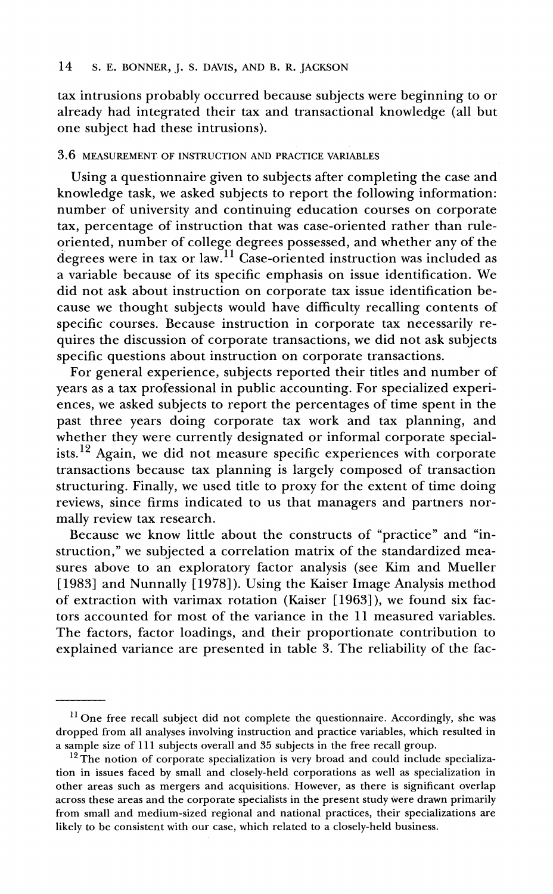tax intrusions probably occurred because subjects were beginning to or already had integrated their tax and transactional knowledge (all but one subject had these intrusions).

### 3.6 MEASUREMENT OF INSTRUCTION AND PRACTICE VARIABLES

Using a questionnaire given to subjects after completing the case and knowledge task, we asked subjects to report the following information: number of university and continuing education courses on corporate tax, percentage of instruction that was case-oriented rather than rule-oriented, number of college degrees possessed, and whether any of the degrees were in tax or law.[11] Case-oriented instruction was included as a variable because of its specific emphasis on issue identification. We did not ask about instruction on corporate tax issue identification because we thought subjects would have difficulty recalling contents of specific courses. Because instruction in corporate tax necessarily requires the discussion of corporate transactions, we did not ask subjects specific questions about instruction on corporate transactions.

For general experience, subjects reported their titles and number of years as a tax professional in public accounting. For specialized experiences, we asked subjects to report the percentages of time spent in the past three years doing corporate tax work and tax planning, and whether they were currently designated or informal corporate specialists.[12] Again, we did not measure specific experiences with corporate transactions because tax planning is largely composed of transaction structuring. Finally, we used title to proxy for the extent of time doing reviews, since firms indicated to us that managers and partners normally review tax research.

Because we know little about the constructs of "practice" and "instruction," we subjected a correlation matrix of the standardized measures above to an exploratory factor analysis (see Kim and Mueller [1983] and Nunnally [1978]). Using the Kaiser Image Analysis method of extraction with varimax rotation (Kaiser [1963]), we found six factors accounted for most of the variance in the 11 measured variables. The factors, factor loadings, and their proportionate contribution to explained variance are presented in table 3. The reliability of the fac-

---

[11] One free recall subject did not complete the questionnaire. Accordingly, she was dropped from all analyses involving instruction and practice variables, which resulted in a sample size of 111 subjects overall and 35 subjects in the free recall group.

[12] The notion of corporate specialization is very broad and could include specialization in issues faced by small and closely-held corporations as well as specialization in other areas such as mergers and acquisitions. However, as there is significant overlap across these areas and the corporate specialists in the present study were drawn primarily from small and medium-sized regional and national practices, their specializations are likely to be consistent with our case, which related to a closely-held business.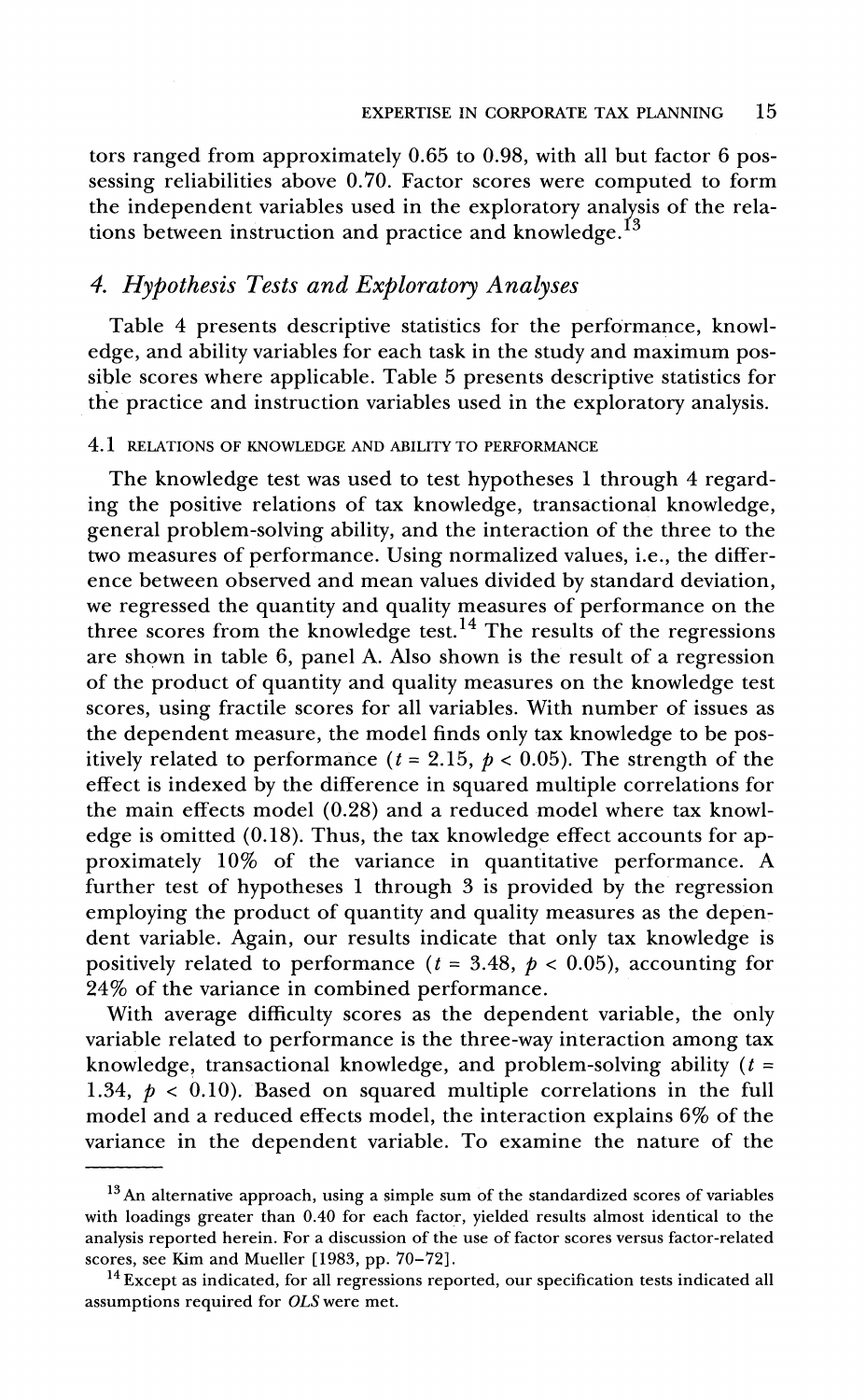tors ranged from approximately 0.65 to 0.98, with all but factor 6 possessing reliabilities above 0.70. Factor scores were computed to form the independent variables used in the exploratory analysis of the relations between instruction and practice and knowledge.[13]

## 4. Hypothesis Tests and Exploratory Analyses

Table 4 presents descriptive statistics for the performance, knowledge, and ability variables for each task in the study and maximum possible scores where applicable. Table 5 presents descriptive statistics for the practice and instruction variables used in the exploratory analysis.

### 4.1 RELATIONS OF KNOWLEDGE AND ABILITY TO PERFORMANCE

The knowledge test was used to test hypotheses 1 through 4 regarding the positive relations of tax knowledge, transactional knowledge, general problem-solving ability, and the interaction of the three to the two measures of performance. Using normalized values, i.e., the difference between observed and mean values divided by standard deviation, we regressed the quantity and quality measures of performance on the three scores from the knowledge test.[14] The results of the regressions are shown in table 6, panel A. Also shown is the result of a regression of the product of quantity and quality measures on the knowledge test scores, using fractile scores for all variables. With number of issues as the dependent measure, the model finds only tax knowledge to be positively related to performance ($t = 2.15$, $p < 0.05$). The strength of the effect is indexed by the difference in squared multiple correlations for the main effects model (0.28) and a reduced model where tax knowledge is omitted (0.18). Thus, the tax knowledge effect accounts for approximately 10% of the variance in quantitative performance. A further test of hypotheses 1 through 3 is provided by the regression employing the product of quantity and quality measures as the dependent variable. Again, our results indicate that only tax knowledge is positively related to performance ($t = 3.48$, $p < 0.05$), accounting for 24% of the variance in combined performance.

With average difficulty scores as the dependent variable, the only variable related to performance is the three-way interaction among tax knowledge, transactional knowledge, and problem-solving ability ($t = 1.34$, $p < 0.10$). Based on squared multiple correlations in the full model and a reduced effects model, the interaction explains 6% of the variance in the dependent variable. To examine the nature of the

---

[13] An alternative approach, using a simple sum of the standardized scores of variables with loadings greater than 0.40 for each factor, yielded results almost identical to the analysis reported herein. For a discussion of the use of factor scores versus factor-related scores, see Kim and Mueller [1983, pp. 70–72].

[14] Except as indicated, for all regressions reported, our specification tests indicated all assumptions required for *OLS* were met.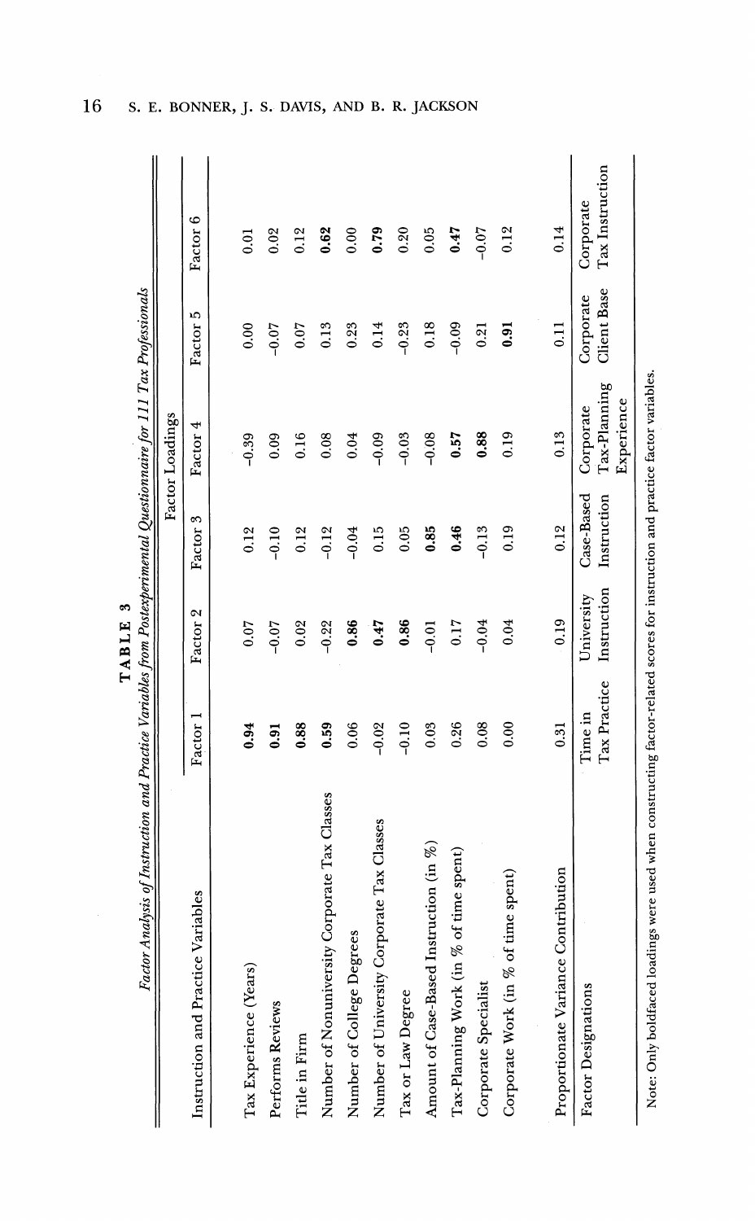**TABLE 3**

*Factor Analysis of Instruction and Practice Variables from Postexperimental Questionnaire for 111 Tax Professionals*

| Instruction and Practice Variables | Factor Loadings | | | | | |
|---|---|---|---|---|---|---|
| | Factor 1 | Factor 2 | Factor 3 | Factor 4 | Factor 5 | Factor 6 |
| Tax Experience (Years) | **0.94** | 0.07 | 0.12 | −0.39 | 0.00 | 0.01 |
| Performs Reviews | **0.91** | −0.07 | −0.10 | 0.09 | −0.07 | 0.02 |
| Title in Firm | **0.88** | 0.02 | 0.12 | 0.16 | 0.07 | 0.12 |
| Number of Nonuniversity Corporate Tax Classes | **0.59** | −0.22 | −0.12 | 0.08 | 0.13 | **0.62** |
| Number of College Degrees | 0.06 | **0.86** | −0.04 | 0.04 | 0.23 | 0.00 |
| Number of University Corporate Tax Classes | −0.02 | **0.47** | 0.15 | −0.09 | 0.14 | **0.79** |
| Tax or Law Degree | −0.10 | **0.86** | 0.05 | −0.03 | −0.23 | 0.20 |
| Amount of Case-Based Instruction (in %) | 0.03 | −0.01 | **0.85** | −0.08 | 0.18 | 0.05 |
| Tax-Planning Work (in % of time spent) | 0.26 | 0.17 | **0.46** | **0.57** | −0.09 | **0.47** |
| Corporate Specialist | 0.08 | −0.04 | −0.13 | **0.88** | 0.21 | −0.07 |
| Corporate Work (in % of time spent) | 0.00 | 0.04 | 0.19 | 0.19 | **0.91** | 0.12 |
| Proportionate Variance Contribution | 0.31 | 0.19 | 0.12 | 0.13 | 0.11 | 0.14 |
| Factor Designations | Time in Tax Practice | University Instruction | Case-Based Instruction | Corporate Tax-Planning Experience | Corporate Client Base | Corporate Tax Instruction |

Note: Only boldfaced loadings were used when constructing factor-related scores for instruction and practice factor variables.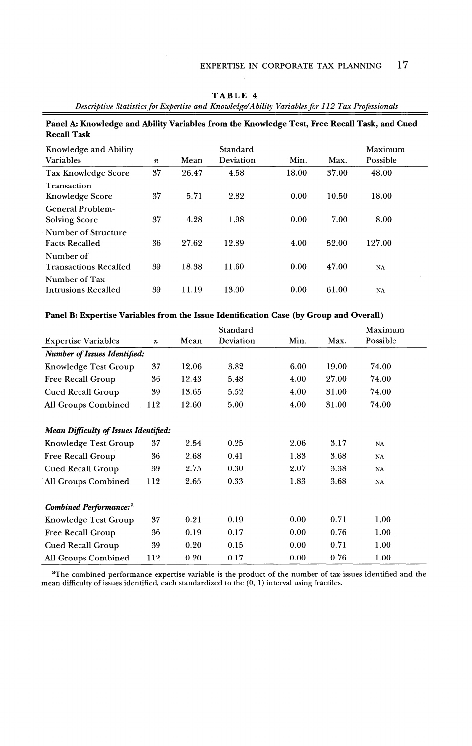**TABLE 4**

*Descriptive Statistics for Expertise and Knowledge/Ability Variables for 112 Tax Professionals*

**Panel A: Knowledge and Ability Variables from the Knowledge Test, Free Recall Task, and Cued Recall Task**

| Knowledge and Ability Variables | $n$ | Mean | Standard Deviation | Min. | Max. | Maximum Possible |
|---|---|---|---|---|---|---|
| Tax Knowledge Score | 37 | 26.47 | 4.58 | 18.00 | 37.00 | 48.00 |
| Transaction Knowledge Score | 37 | 5.71 | 2.82 | 0.00 | 10.50 | 18.00 |
| General Problem-Solving Score | 37 | 4.28 | 1.98 | 0.00 | 7.00 | 8.00 |
| Number of Structure Facts Recalled | 36 | 27.62 | 12.89 | 4.00 | 52.00 | 127.00 |
| Number of Transactions Recalled | 39 | 18.38 | 11.60 | 0.00 | 47.00 | NA |
| Number of Tax Intrusions Recalled | 39 | 11.19 | 13.00 | 0.00 | 61.00 | NA |

**Panel B: Expertise Variables from the Issue Identification Case (by Group and Overall)**

| Expertise Variables | $n$ | Mean | Standard Deviation | Min. | Max. | Maximum Possible |
|---|---|---|---|---|---|---|
| ***Number of Issues Identified:*** | | | | | | |
| Knowledge Test Group | 37 | 12.06 | 3.82 | 6.00 | 19.00 | 74.00 |
| Free Recall Group | 36 | 12.43 | 5.48 | 4.00 | 27.00 | 74.00 |
| Cued Recall Group | 39 | 13.65 | 5.52 | 4.00 | 31.00 | 74.00 |
| All Groups Combined | 112 | 12.60 | 5.00 | 4.00 | 31.00 | 74.00 |
| ***Mean Difficulty of Issues Identified:*** | | | | | | |
| Knowledge Test Group | 37 | 2.54 | 0.25 | 2.06 | 3.17 | NA |
| Free Recall Group | 36 | 2.68 | 0.41 | 1.83 | 3.68 | NA |
| Cued Recall Group | 39 | 2.75 | 0.30 | 2.07 | 3.38 | NA |
| All Groups Combined | 112 | 2.65 | 0.33 | 1.83 | 3.68 | NA |
| ***Combined Performance:***[a] | | | | | | |
| Knowledge Test Group | 37 | 0.21 | 0.19 | 0.00 | 0.71 | 1.00 |
| Free Recall Group | 36 | 0.19 | 0.17 | 0.00 | 0.76 | 1.00 |
| Cued Recall Group | 39 | 0.20 | 0.15 | 0.00 | 0.71 | 1.00 |
| All Groups Combined | 112 | 0.20 | 0.17 | 0.00 | 0.76 | 1.00 |

[a]The combined performance expertise variable is the product of the number of tax issues identified and the mean difficulty of issues identified, each standardized to the (0, 1) interval using fractiles.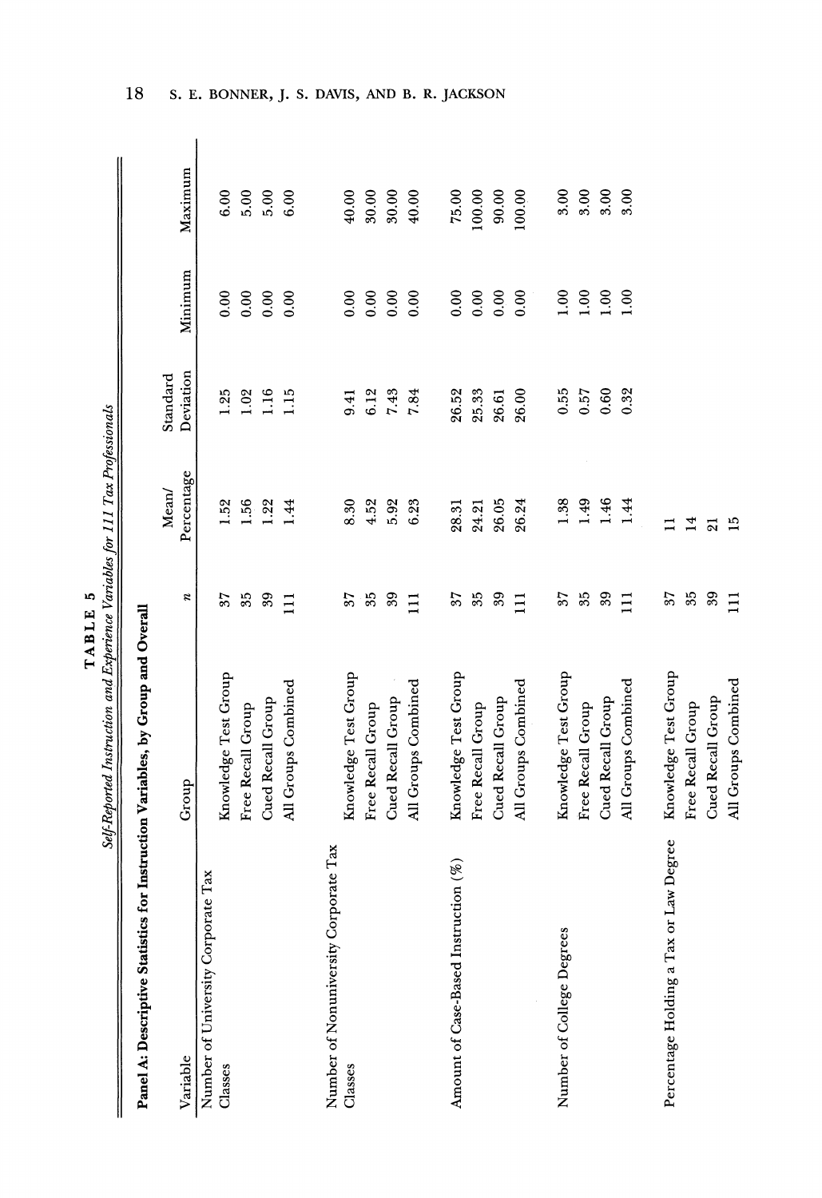**TABLE 5**

*Self-Reported Instruction and Experience Variables for 111 Tax Professionals*

**Panel A: Descriptive Statistics for Instruction Variables, by Group and Overall**

| Variable | Group | *n* | Mean/ Percentage | Standard Deviation | Minimum | Maximum |
|---|---|---|---|---|---|---|
| Number of University Corporate Tax Classes | Knowledge Test Group | 37 | 1.52 | 1.25 | 0.00 | 6.00 |
| | Free Recall Group | 35 | 1.56 | 1.02 | 0.00 | 5.00 |
| | Cued Recall Group | 39 | 1.22 | 1.16 | 0.00 | 5.00 |
| | All Groups Combined | 111 | 1.44 | 1.15 | 0.00 | 6.00 |
| Number of Nonuniversity Corporate Tax Classes | Knowledge Test Group | 37 | 8.30 | 9.41 | 0.00 | 40.00 |
| | Free Recall Group | 35 | 4.52 | 6.12 | 0.00 | 30.00 |
| | Cued Recall Group | 39 | 5.92 | 7.43 | 0.00 | 30.00 |
| | All Groups Combined | 111 | 6.23 | 7.84 | 0.00 | 40.00 |
| Amount of Case-Based Instruction (%) | Knowledge Test Group | 37 | 28.31 | 26.52 | 0.00 | 75.00 |
| | Free Recall Group | 35 | 24.21 | 25.33 | 0.00 | 100.00 |
| | Cued Recall Group | 39 | 26.05 | 26.61 | 0.00 | 90.00 |
| | All Groups Combined | 111 | 26.24 | 26.00 | 0.00 | 100.00 |
| Number of College Degrees | Knowledge Test Group | 37 | 1.38 | 0.55 | 1.00 | 3.00 |
| | Free Recall Group | 35 | 1.49 | 0.57 | 1.00 | 3.00 |
| | Cued Recall Group | 39 | 1.46 | 0.60 | 1.00 | 3.00 |
| | All Groups Combined | 111 | 1.44 | 0.32 | 1.00 | 3.00 |
| Percentage Holding a Tax or Law Degree | Knowledge Test Group | 37 | 11 | | | |
| | Free Recall Group | 35 | 14 | | | |
| | Cued Recall Group | 39 | 21 | | | |
| | All Groups Combined | 111 | 15 | | | |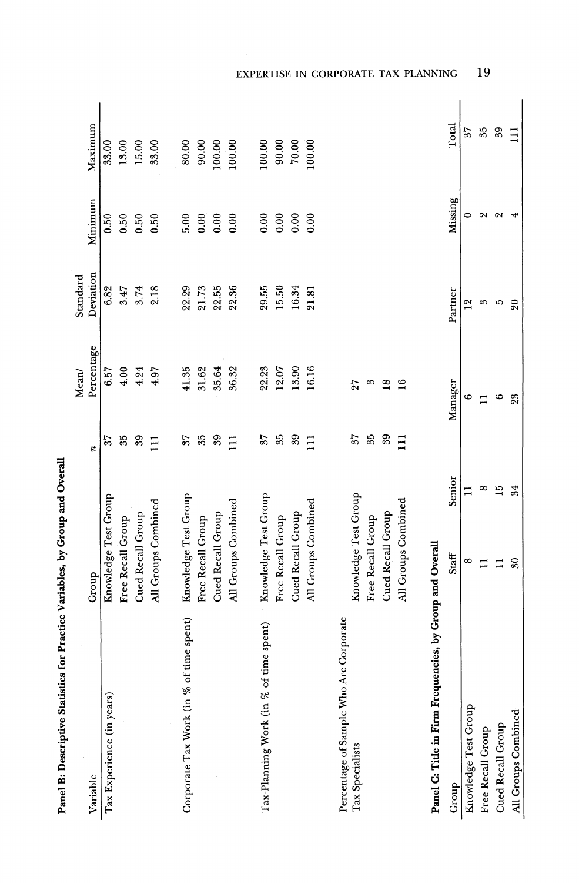**Panel B: Descriptive Statistics for Practice Variables, by Group and Overall**

| Variable | Group | $n$ | Mean/ Percentage | Standard Deviation | Minimum | Maximum |
|---|---|---|---|---|---|---|
| Tax Experience (in years) | Knowledge Test Group | 37 | 6.57 | 6.82 | 0.50 | 33.00 |
| | Free Recall Group | 35 | 4.00 | 3.47 | 0.50 | 13.00 |
| | Cued Recall Group | 39 | 4.24 | 3.74 | 0.50 | 15.00 |
| | All Groups Combined | 111 | 4.97 | 2.18 | 0.50 | 33.00 |
| Corporate Tax Work (in % of time spent) | Knowledge Test Group | 37 | 41.35 | 22.29 | 5.00 | 80.00 |
| | Free Recall Group | 35 | 31.62 | 21.73 | 0.00 | 90.00 |
| | Cued Recall Group | 39 | 35.64 | 22.55 | 0.00 | 100.00 |
| | All Groups Combined | 111 | 36.32 | 22.36 | 0.00 | 100.00 |
| Tax-Planning Work (in % of time spent) | Knowledge Test Group | 37 | 22.23 | 29.55 | 0.00 | 100.00 |
| | Free Recall Group | 35 | 12.07 | 15.50 | 0.00 | 90.00 |
| | Cued Recall Group | 39 | 13.90 | 16.34 | 0.00 | 70.00 |
| | All Groups Combined | 111 | 16.16 | 21.81 | 0.00 | 100.00 |
| Percentage of Sample Who Are Corporate Tax Specialists | Knowledge Test Group | 37 | 27 | | | |
| | Free Recall Group | 35 | 3 | | | |
| | Cued Recall Group | 39 | 18 | | | |
| | All Groups Combined | 111 | 16 | | | |

**Panel C: Title in Firm Frequencies, by Group and Overall**

| Group | Staff | Senior | Manager | Partner | Missing | Total |
|---|---|---|---|---|---|---|
| Knowledge Test Group | 8 | 11 | 6 | 12 | 0 | 37 |
| Free Recall Group | 11 | 8 | 11 | 3 | 2 | 35 |
| Cued Recall Group | 11 | 15 | 6 | 5 | 2 | 39 |
| All Groups Combined | 30 | 34 | 23 | 20 | 4 | 111 |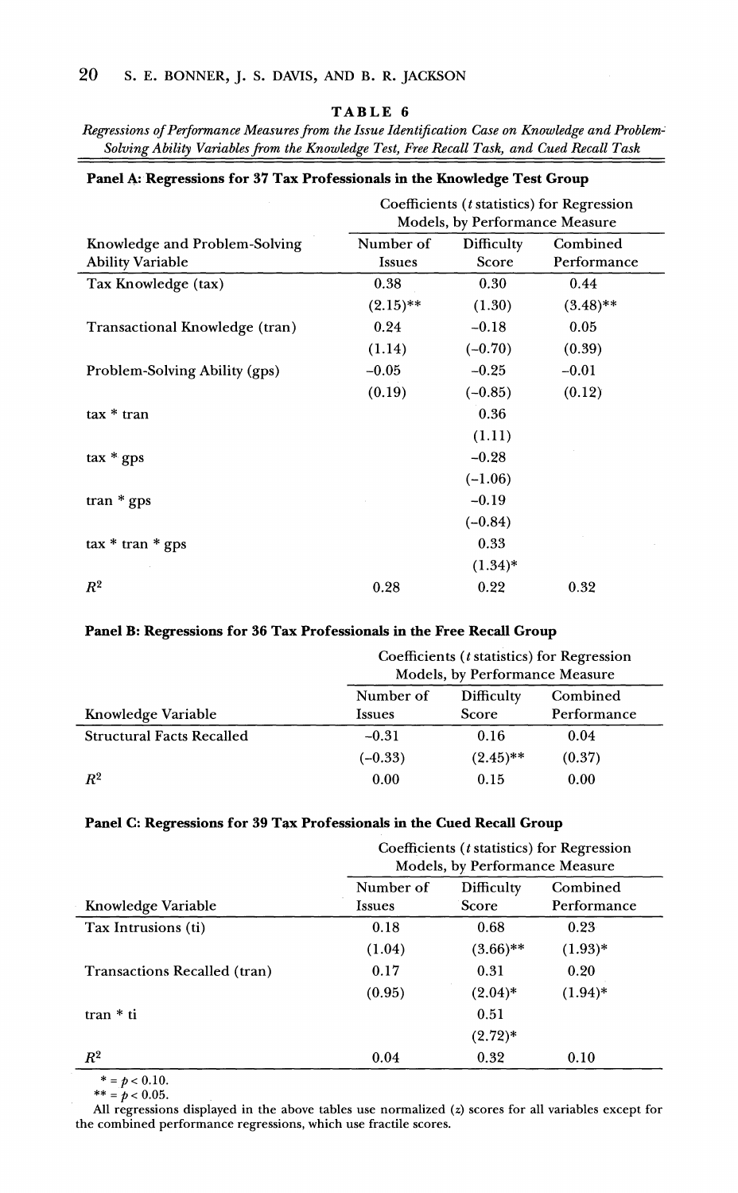**TABLE 6**

*Regressions of Performance Measures from the Issue Identification Case on Knowledge and Problem-Solving Ability Variables from the Knowledge Test, Free Recall Task, and Cued Recall Task*

**Panel A: Regressions for 37 Tax Professionals in the Knowledge Test Group**

| | Coefficients ($t$ statistics) for Regression Models, by Performance Measure | | |
|---|---|---|---|
| Knowledge and Problem-Solving Ability Variable | Number of Issues | Difficulty Score | Combined Performance |
| Tax Knowledge (tax) | 0.38 | 0.30 | 0.44 |
| | (2.15)** | (1.30) | (3.48)** |
| Transactional Knowledge (tran) | 0.24 | −0.18 | 0.05 |
| | (1.14) | (−0.70) | (0.39) |
| Problem-Solving Ability (gps) | −0.05 | −0.25 | −0.01 |
| | (0.19) | (−0.85) | (0.12) |
| tax * tran | | 0.36 | |
| | | (1.11) | |
| tax * gps | | −0.28 | |
| | | (−1.06) | |
| tran * gps | | −0.19 | |
| | | (−0.84) | |
| tax * tran * gps | | 0.33 | |
| | | (1.34)* | |
| $R^2$ | 0.28 | 0.22 | 0.32 |

**Panel B: Regressions for 36 Tax Professionals in the Free Recall Group**

| | Coefficients ($t$ statistics) for Regression Models, by Performance Measure | | |
|---|---|---|---|
| Knowledge Variable | Number of Issues | Difficulty Score | Combined Performance |
| Structural Facts Recalled | −0.31 | 0.16 | 0.04 |
| | (−0.33) | (2.45)** | (0.37) |
| $R^2$ | 0.00 | 0.15 | 0.00 |

**Panel C: Regressions for 39 Tax Professionals in the Cued Recall Group**

| | Coefficients ($t$ statistics) for Regression Models, by Performance Measure | | |
|---|---|---|---|
| Knowledge Variable | Number of Issues | Difficulty Score | Combined Performance |
| Tax Intrusions (ti) | 0.18 | 0.68 | 0.23 |
| | (1.04) | (3.66)** | (1.93)* |
| Transactions Recalled (tran) | 0.17 | 0.31 | 0.20 |
| | (0.95) | (2.04)* | (1.94)* |
| tran * ti | | 0.51 | |
| | | (2.72)* | |
| $R^2$ | 0.04 | 0.32 | 0.10 |

\* = $p < 0.10$.
\*\* = $p < 0.05$.
All regressions displayed in the above tables use normalized ($z$) scores for all variables except for the combined performance regressions, which use fractile scores.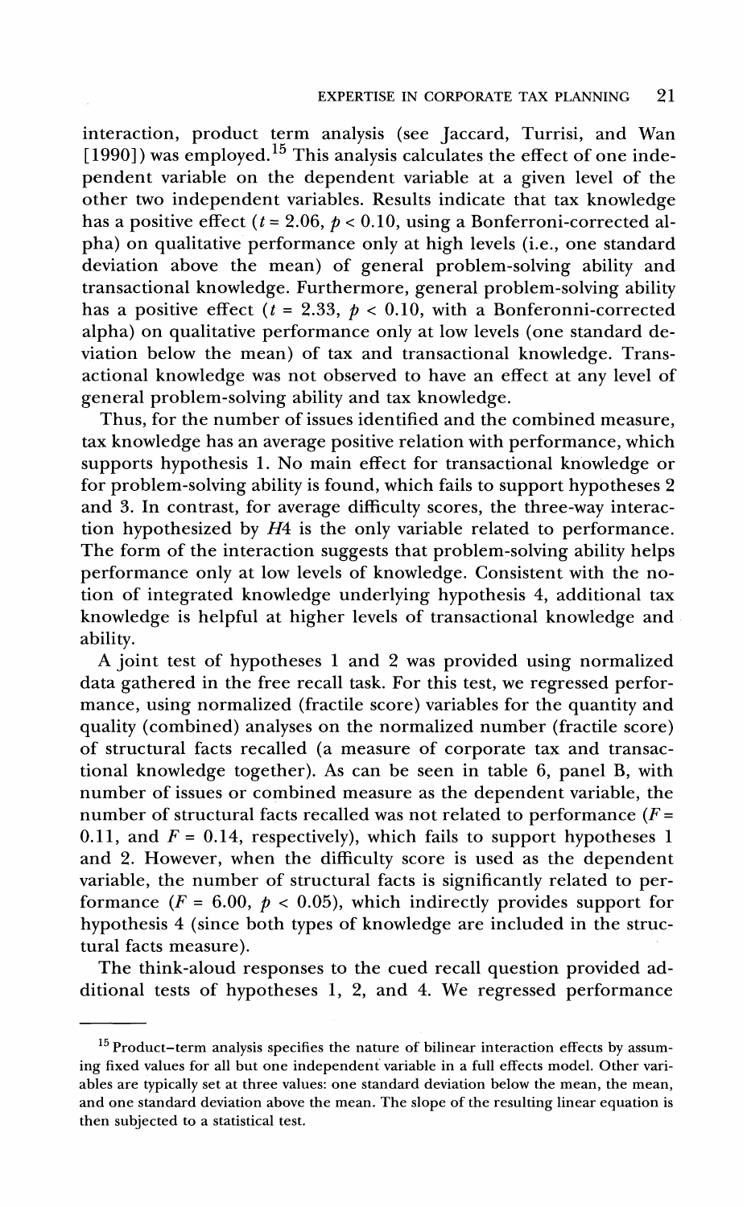interaction, product term analysis (see Jaccard, Turrisi, and Wan [1990]) was employed.[15] This analysis calculates the effect of one independent variable on the dependent variable at a given level of the other two independent variables. Results indicate that tax knowledge has a positive effect ($t = 2.06$, $p < 0.10$, using a Bonferroni-corrected alpha) on qualitative performance only at high levels (i.e., one standard deviation above the mean) of general problem-solving ability and transactional knowledge. Furthermore, general problem-solving ability has a positive effect ($t = 2.33$, $p < 0.10$, with a Bonferonni-corrected alpha) on qualitative performance only at low levels (one standard deviation below the mean) of tax and transactional knowledge. Transactional knowledge was not observed to have an effect at any level of general problem-solving ability and tax knowledge.

Thus, for the number of issues identified and the combined measure, tax knowledge has an average positive relation with performance, which supports hypothesis 1. No main effect for transactional knowledge or for problem-solving ability is found, which fails to support hypotheses 2 and 3. In contrast, for average difficulty scores, the three-way interaction hypothesized by *H4* is the only variable related to performance. The form of the interaction suggests that problem-solving ability helps performance only at low levels of knowledge. Consistent with the notion of integrated knowledge underlying hypothesis 4, additional tax knowledge is helpful at higher levels of transactional knowledge and ability.

A joint test of hypotheses 1 and 2 was provided using normalized data gathered in the free recall task. For this test, we regressed performance, using normalized (fractile score) variables for the quantity and quality (combined) analyses on the normalized number (fractile score) of structural facts recalled (a measure of corporate tax and transactional knowledge together). As can be seen in table 6, panel B, with number of issues or combined measure as the dependent variable, the number of structural facts recalled was not related to performance ($F = 0.11$, and $F = 0.14$, respectively), which fails to support hypotheses 1 and 2. However, when the difficulty score is used as the dependent variable, the number of structural facts is significantly related to performance ($F = 6.00$, $p < 0.05$), which indirectly provides support for hypothesis 4 (since both types of knowledge are included in the structural facts measure).

The think-aloud responses to the cued recall question provided additional tests of hypotheses 1, 2, and 4. We regressed performance

---

[15] Product–term analysis specifies the nature of bilinear interaction effects by assuming fixed values for all but one independent variable in a full effects model. Other variables are typically set at three values: one standard deviation below the mean, the mean, and one standard deviation above the mean. The slope of the resulting linear equation is then subjected to a statistical test.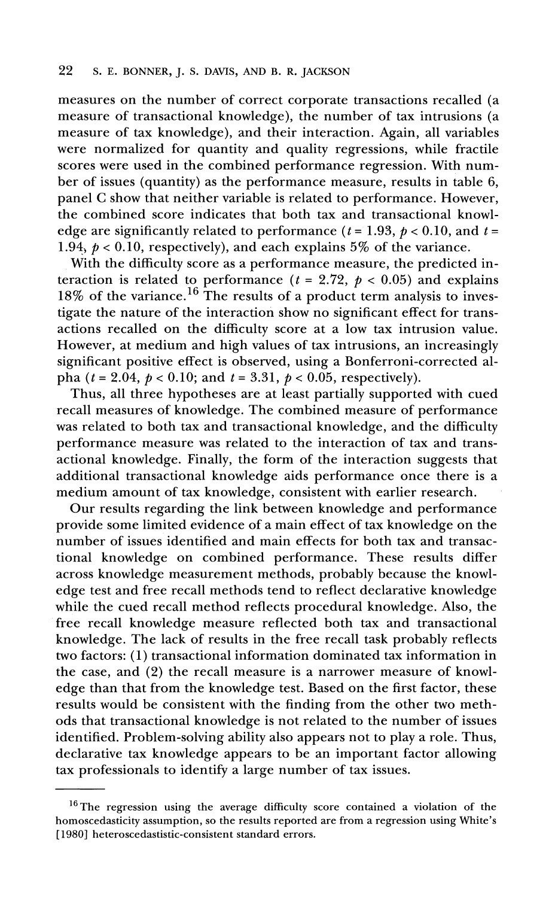measures on the number of correct corporate transactions recalled (a measure of transactional knowledge), the number of tax intrusions (a measure of tax knowledge), and their interaction. Again, all variables were normalized for quantity and quality regressions, while fractile scores were used in the combined performance regression. With number of issues (quantity) as the performance measure, results in table 6, panel C show that neither variable is related to performance. However, the combined score indicates that both tax and transactional knowledge are significantly related to performance ($t = 1.93$, $p < 0.10$, and $t = 1.94$, $p < 0.10$, respectively), and each explains 5% of the variance.

With the difficulty score as a performance measure, the predicted interaction is related to performance ($t = 2.72$, $p < 0.05$) and explains 18% of the variance.[16] The results of a product term analysis to investigate the nature of the interaction show no significant effect for transactions recalled on the difficulty score at a low tax intrusion value. However, at medium and high values of tax intrusions, an increasingly significant positive effect is observed, using a Bonferroni-corrected alpha ($t = 2.04$, $p < 0.10$; and $t = 3.31$, $p < 0.05$, respectively).

Thus, all three hypotheses are at least partially supported with cued recall measures of knowledge. The combined measure of performance was related to both tax and transactional knowledge, and the difficulty performance measure was related to the interaction of tax and transactional knowledge. Finally, the form of the interaction suggests that additional transactional knowledge aids performance once there is a medium amount of tax knowledge, consistent with earlier research.

Our results regarding the link between knowledge and performance provide some limited evidence of a main effect of tax knowledge on the number of issues identified and main effects for both tax and transactional knowledge on combined performance. These results differ across knowledge measurement methods, probably because the knowledge test and free recall methods tend to reflect declarative knowledge while the cued recall method reflects procedural knowledge. Also, the free recall knowledge measure reflected both tax and transactional knowledge. The lack of results in the free recall task probably reflects two factors: (1) transactional information dominated tax information in the case, and (2) the recall measure is a narrower measure of knowledge than that from the knowledge test. Based on the first factor, these results would be consistent with the finding from the other two methods that transactional knowledge is not related to the number of issues identified. Problem-solving ability also appears not to play a role. Thus, declarative tax knowledge appears to be an important factor allowing tax professionals to identify a large number of tax issues.

---

[16] The regression using the average difficulty score contained a violation of the homoscedasticity assumption, so the results reported are from a regression using White's [1980] heteroscedastistic-consistent standard errors.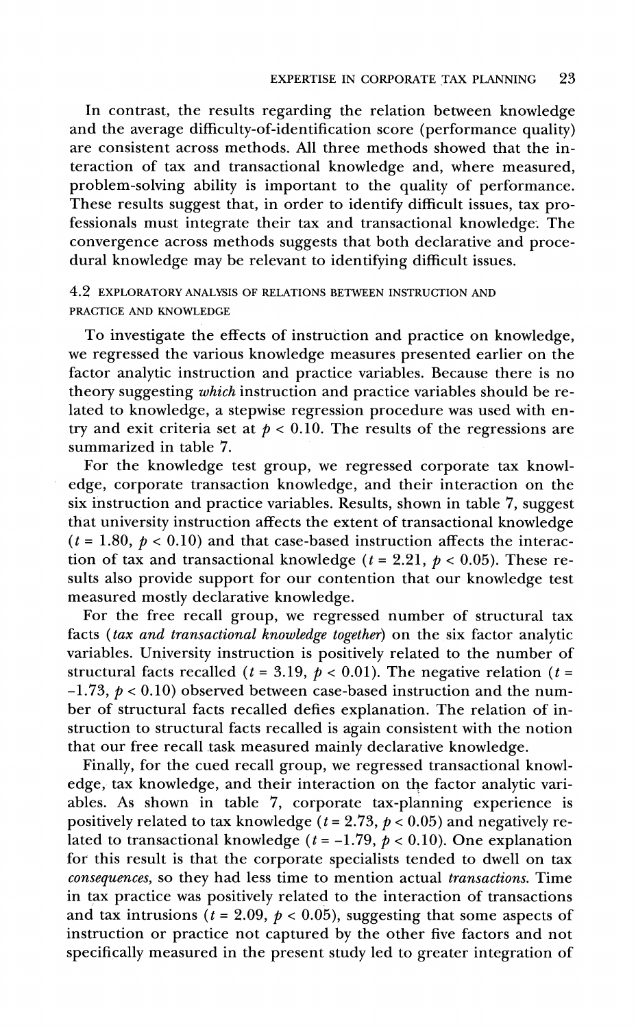In contrast, the results regarding the relation between knowledge and the average difficulty-of-identification score (performance quality) are consistent across methods. All three methods showed that the interaction of tax and transactional knowledge and, where measured, problem-solving ability is important to the quality of performance. These results suggest that, in order to identify difficult issues, tax professionals must integrate their tax and transactional knowledge. The convergence across methods suggests that both declarative and procedural knowledge may be relevant to identifying difficult issues.

### 4.2 EXPLORATORY ANALYSIS OF RELATIONS BETWEEN INSTRUCTION AND PRACTICE AND KNOWLEDGE

To investigate the effects of instruction and practice on knowledge, we regressed the various knowledge measures presented earlier on the factor analytic instruction and practice variables. Because there is no theory suggesting *which* instruction and practice variables should be related to knowledge, a stepwise regression procedure was used with entry and exit criteria set at $p < 0.10$. The results of the regressions are summarized in table 7.

For the knowledge test group, we regressed corporate tax knowledge, corporate transaction knowledge, and their interaction on the six instruction and practice variables. Results, shown in table 7, suggest that university instruction affects the extent of transactional knowledge ($t = 1.80$, $p < 0.10$) and that case-based instruction affects the interaction of tax and transactional knowledge ($t = 2.21$, $p < 0.05$). These results also provide support for our contention that our knowledge test measured mostly declarative knowledge.

For the free recall group, we regressed number of structural tax facts (*tax and transactional knowledge together*) on the six factor analytic variables. University instruction is positively related to the number of structural facts recalled ($t = 3.19$, $p < 0.01$). The negative relation ($t = -1.73$, $p < 0.10$) observed between case-based instruction and the number of structural facts recalled defies explanation. The relation of instruction to structural facts recalled is again consistent with the notion that our free recall task measured mainly declarative knowledge.

Finally, for the cued recall group, we regressed transactional knowledge, tax knowledge, and their interaction on the factor analytic variables. As shown in table 7, corporate tax-planning experience is positively related to tax knowledge ($t = 2.73$, $p < 0.05$) and negatively related to transactional knowledge ($t = -1.79$, $p < 0.10$). One explanation for this result is that the corporate specialists tended to dwell on tax *consequences*, so they had less time to mention actual *transactions*. Time in tax practice was positively related to the interaction of transactions and tax intrusions ($t = 2.09$, $p < 0.05$), suggesting that some aspects of instruction or practice not captured by the other five factors and not specifically measured in the present study led to greater integration of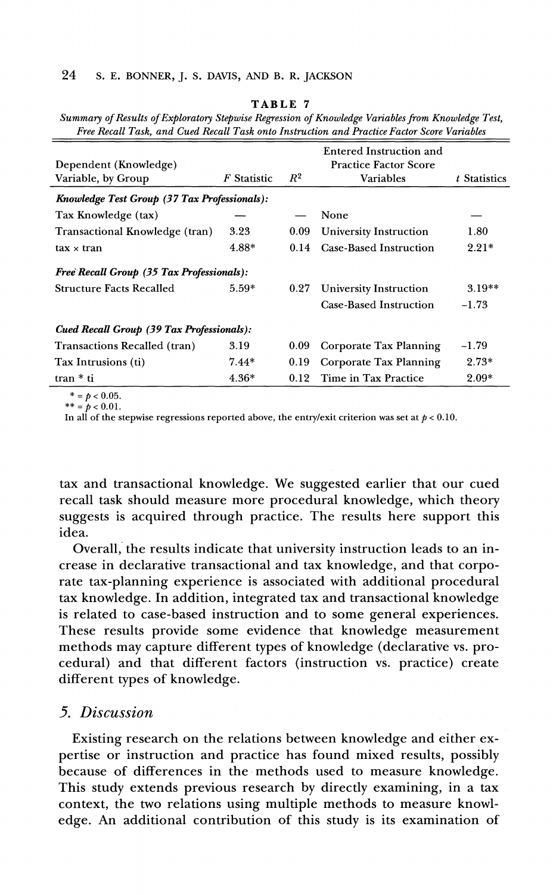**TABLE 7**

*Summary of Results of Exploratory Stepwise Regression of Knowledge Variables from Knowledge Test, Free Recall Task, and Cued Recall Task onto Instruction and Practice Factor Score Variables*

| Dependent (Knowledge) Variable, by Group | $F$ Statistic | $R^2$ | Entered Instruction and Practice Factor Score Variables | $t$ Statistics |
|---|---|---|---|---|
| ***Knowledge Test Group (37 Tax Professionals):*** | | | | |
| Tax Knowledge (tax) | — | — | None | — |
| Transactional Knowledge (tran) | 3.23 | 0.09 | University Instruction | 1.80 |
| tax × tran | 4.88* | 0.14 | Case-Based Instruction | 2.21* |
| ***Free Recall Group (35 Tax Professionals):*** | | | | |
| Structure Facts Recalled | 5.59* | 0.27 | University Instruction | 3.19** |
| | | | Case-Based Instruction | −1.73 |
| ***Cued Recall Group (39 Tax Professionals):*** | | | | |
| Transactions Recalled (tran) | 3.19 | 0.09 | Corporate Tax Planning | −1.79 |
| Tax Intrusions (ti) | 7.44* | 0.19 | Corporate Tax Planning | 2.73* |
| tran * ti | 4.36* | 0.12 | Time in Tax Practice | 2.09* |

\* = $p < 0.05$.
\*\* = $p < 0.01$.
In all of the stepwise regressions reported above, the entry/exit criterion was set at $p < 0.10$.

tax and transactional knowledge. We suggested earlier that our cued recall task should measure more procedural knowledge, which theory suggests is acquired through practice. The results here support this idea.

Overall, the results indicate that university instruction leads to an increase in declarative transactional and tax knowledge, and that corporate tax-planning experience is associated with additional procedural tax knowledge. In addition, integrated tax and transactional knowledge is related to case-based instruction and to some general experiences. These results provide some evidence that knowledge measurement methods may capture different types of knowledge (declarative vs. procedural) and that different factors (instruction vs. practice) create different types of knowledge.

## *5. Discussion*

Existing research on the relations between knowledge and either expertise or instruction and practice has found mixed results, possibly because of differences in the methods used to measure knowledge. This study extends previous research by directly examining, in a tax context, the two relations using multiple methods to measure knowledge. An additional contribution of this study is its examination of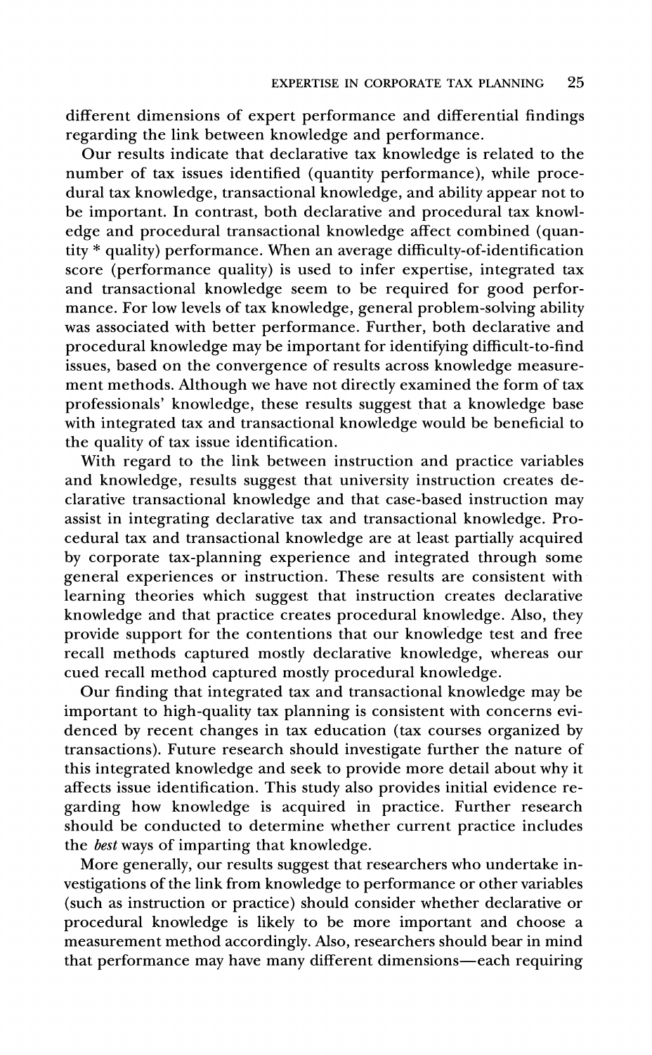different dimensions of expert performance and differential findings regarding the link between knowledge and performance.

Our results indicate that declarative tax knowledge is related to the number of tax issues identified (quantity performance), while procedural tax knowledge, transactional knowledge, and ability appear not to be important. In contrast, both declarative and procedural tax knowledge and procedural transactional knowledge affect combined (quantity * quality) performance. When an average difficulty-of-identification score (performance quality) is used to infer expertise, integrated tax and transactional knowledge seem to be required for good performance. For low levels of tax knowledge, general problem-solving ability was associated with better performance. Further, both declarative and procedural knowledge may be important for identifying difficult-to-find issues, based on the convergence of results across knowledge measurement methods. Although we have not directly examined the form of tax professionals' knowledge, these results suggest that a knowledge base with integrated tax and transactional knowledge would be beneficial to the quality of tax issue identification.

With regard to the link between instruction and practice variables and knowledge, results suggest that university instruction creates declarative transactional knowledge and that case-based instruction may assist in integrating declarative tax and transactional knowledge. Procedural tax and transactional knowledge are at least partially acquired by corporate tax-planning experience and integrated through some general experiences or instruction. These results are consistent with learning theories which suggest that instruction creates declarative knowledge and that practice creates procedural knowledge. Also, they provide support for the contentions that our knowledge test and free recall methods captured mostly declarative knowledge, whereas our cued recall method captured mostly procedural knowledge.

Our finding that integrated tax and transactional knowledge may be important to high-quality tax planning is consistent with concerns evidenced by recent changes in tax education (tax courses organized by transactions). Future research should investigate further the nature of this integrated knowledge and seek to provide more detail about why it affects issue identification. This study also provides initial evidence regarding how knowledge is acquired in practice. Further research should be conducted to determine whether current practice includes the *best* ways of imparting that knowledge.

More generally, our results suggest that researchers who undertake investigations of the link from knowledge to performance or other variables (such as instruction or practice) should consider whether declarative or procedural knowledge is likely to be more important and choose a measurement method accordingly. Also, researchers should bear in mind that performance may have many different dimensions—each requiring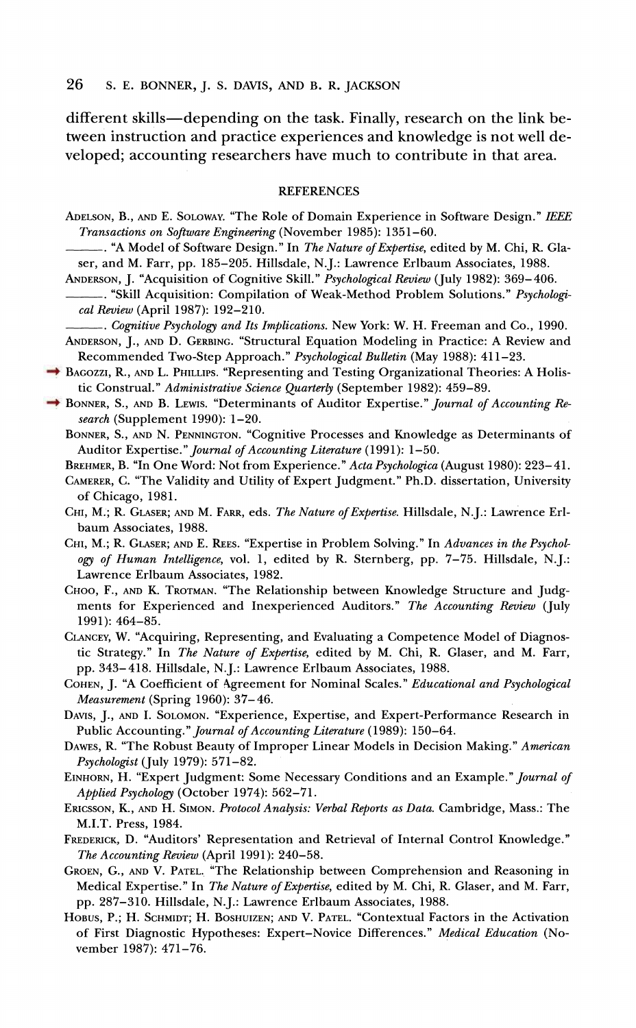different skills—depending on the task. Finally, research on the link between instruction and practice experiences and knowledge is not well developed; accounting researchers have much to contribute in that area.

## REFERENCES

ADELSON, B., AND E. SOLOWAY. "The Role of Domain Experience in Software Design." *IEEE Transactions on Software Engineering* (November 1985): 1351–60.

———. "A Model of Software Design." In *The Nature of Expertise*, edited by M. Chi, R. Glaser, and M. Farr, pp. 185–205. Hillsdale, N.J.: Lawrence Erlbaum Associates, 1988.

ANDERSON, J. "Acquisition of Cognitive Skill." *Psychological Review* (July 1982): 369–406.

———. "Skill Acquisition: Compilation of Weak-Method Problem Solutions." *Psychological Review* (April 1987): 192–210.

———. *Cognitive Psychology and Its Implications.* New York: W. H. Freeman and Co., 1990.

ANDERSON, J., AND D. GERBING. "Structural Equation Modeling in Practice: A Review and Recommended Two-Step Approach." *Psychological Bulletin* (May 1988): 411–23.

BAGOZZI, R., AND L. PHILLIPS. "Representing and Testing Organizational Theories: A Holistic Construal." *Administrative Science Quarterly* (September 1982): 459–89.

BONNER, S., AND B. LEWIS. "Determinants of Auditor Expertise." *Journal of Accounting Research* (Supplement 1990): 1–20.

BONNER, S., AND N. PENNINGTON. "Cognitive Processes and Knowledge as Determinants of Auditor Expertise." *Journal of Accounting Literature* (1991): 1–50.

BREHMER, B. "In One Word: Not from Experience." *Acta Psychologica* (August 1980): 223–41.

CAMERER, C. "The Validity and Utility of Expert Judgment." Ph.D. dissertation, University of Chicago, 1981.

CHI, M.; R. GLASER; AND M. FARR, eds. *The Nature of Expertise.* Hillsdale, N.J.: Lawrence Erlbaum Associates, 1988.

CHI, M.; R. GLASER; AND E. REES. "Expertise in Problem Solving." In *Advances in the Psychology of Human Intelligence*, vol. 1, edited by R. Sternberg, pp. 7–75. Hillsdale, N.J.: Lawrence Erlbaum Associates, 1982.

CHOO, F., AND K. TROTMAN. "The Relationship between Knowledge Structure and Judgments for Experienced and Inexperienced Auditors." *The Accounting Review* (July 1991): 464–85.

CLANCEY, W. "Acquiring, Representing, and Evaluating a Competence Model of Diagnostic Strategy." In *The Nature of Expertise*, edited by M. Chi, R. Glaser, and M. Farr, pp. 343–418. Hillsdale, N.J.: Lawrence Erlbaum Associates, 1988.

COHEN, J. "A Coefficient of Agreement for Nominal Scales." *Educational and Psychological Measurement* (Spring 1960): 37–46.

DAVIS, J., AND I. SOLOMON. "Experience, Expertise, and Expert-Performance Research in Public Accounting." *Journal of Accounting Literature* (1989): 150–64.

DAWES, R. "The Robust Beauty of Improper Linear Models in Decision Making." *American Psychologist* (July 1979): 571–82.

EINHORN, H. "Expert Judgment: Some Necessary Conditions and an Example." *Journal of Applied Psychology* (October 1974): 562–71.

ERICSSON, K., AND H. SIMON. *Protocol Analysis: Verbal Reports as Data.* Cambridge, Mass.: The M.I.T. Press, 1984.

FREDERICK, D. "Auditors' Representation and Retrieval of Internal Control Knowledge." *The Accounting Review* (April 1991): 240–58.

GROEN, G., AND V. PATEL. "The Relationship between Comprehension and Reasoning in Medical Expertise." In *The Nature of Expertise*, edited by M. Chi, R. Glaser, and M. Farr, pp. 287–310. Hillsdale, N.J.: Lawrence Erlbaum Associates, 1988.

HOBUS, P.; H. SCHMIDT; H. BOSHUIZEN; AND V. PATEL. "Contextual Factors in the Activation of First Diagnostic Hypotheses: Expert–Novice Differences." *Medical Education* (November 1987): 471–76.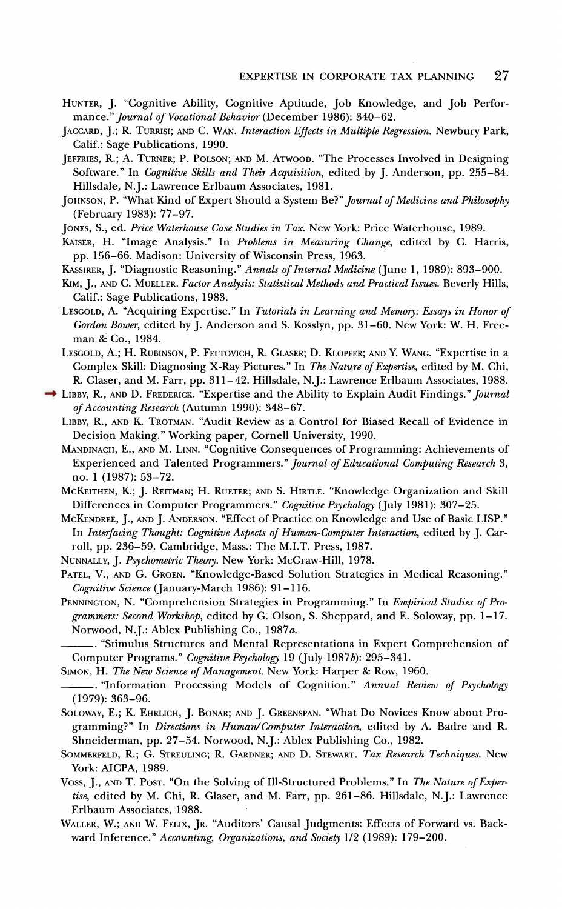HUNTER, J. "Cognitive Ability, Cognitive Aptitude, Job Knowledge, and Job Performance." *Journal of Vocational Behavior* (December 1986): 340–62.

JACCARD, J.; R. TURRISI; AND C. WAN. *Interaction Effects in Multiple Regression.* Newbury Park, Calif.: Sage Publications, 1990.

JEFFRIES, R.; A. TURNER; P. POLSON; AND M. ATWOOD. "The Processes Involved in Designing Software." In *Cognitive Skills and Their Acquisition,* edited by J. Anderson, pp. 255–84. Hillsdale, N.J.: Lawrence Erlbaum Associates, 1981.

JOHNSON, P. "What Kind of Expert Should a System Be?" *Journal of Medicine and Philosophy* (February 1983): 77–97.

JONES, S., ed. *Price Waterhouse Case Studies in Tax.* New York: Price Waterhouse, 1989.

KAISER, H. "Image Analysis." In *Problems in Measuring Change,* edited by C. Harris, pp. 156–66. Madison: University of Wisconsin Press, 1963.

KASSIRER, J. "Diagnostic Reasoning." *Annals of Internal Medicine* (June 1, 1989): 893–900.

KIM, J., AND C. MUELLER. *Factor Analysis: Statistical Methods and Practical Issues.* Beverly Hills, Calif.: Sage Publications, 1983.

LESGOLD, A. "Acquiring Expertise." In *Tutorials in Learning and Memory: Essays in Honor of Gordon Bower,* edited by J. Anderson and S. Kosslyn, pp. 31–60. New York: W. H. Freeman & Co., 1984.

LESGOLD, A.; H. RUBINSON, P. FELTOVICH, R. GLASER; D. KLOPFER; AND Y. WANG. "Expertise in a Complex Skill: Diagnosing X-Ray Pictures." In *The Nature of Expertise,* edited by M. Chi, R. Glaser, and M. Farr, pp. 311–42. Hillsdale, N.J.: Lawrence Erlbaum Associates, 1988.

LIBBY, R., AND D. FREDERICK. "Expertise and the Ability to Explain Audit Findings." *Journal of Accounting Research* (Autumn 1990): 348–67.

LIBBY, R., AND K. TROTMAN. "Audit Review as a Control for Biased Recall of Evidence in Decision Making." Working paper, Cornell University, 1990.

MANDINACH, E., AND M. LINN. "Cognitive Consequences of Programming: Achievements of Experienced and Talented Programmers." *Journal of Educational Computing Research* 3, no. 1 (1987): 53–72.

MCKEITHEN, K.; J. REITMAN; H. RUETER; AND S. HIRTLE. "Knowledge Organization and Skill Differences in Computer Programmers." *Cognitive Psychology* (July 1981): 307–25.

MCKENDREE, J., AND J. ANDERSON. "Effect of Practice on Knowledge and Use of Basic LISP." In *Interfacing Thought: Cognitive Aspects of Human-Computer Interaction,* edited by J. Carroll, pp. 236–59. Cambridge, Mass.: The M.I.T. Press, 1987.

NUNNALLY, J. *Psychometric Theory.* New York: McGraw-Hill, 1978.

PATEL, V., AND G. GROEN. "Knowledge-Based Solution Strategies in Medical Reasoning." *Cognitive Science* (January-March 1986): 91–116.

PENNINGTON, N. "Comprehension Strategies in Programming." In *Empirical Studies of Programmers: Second Workshop,* edited by G. Olson, S. Sheppard, and E. Soloway, pp. 1–17. Norwood, N.J.: Ablex Publishing Co., 1987*a*.

———. "Stimulus Structures and Mental Representations in Expert Comprehension of Computer Programs." *Cognitive Psychology* 19 (July 1987*b*): 295–341.

SIMON, H. *The New Science of Management.* New York: Harper & Row, 1960.

———. "Information Processing Models of Cognition." *Annual Review of Psychology* (1979): 363–96.

SOLOWAY, E.; K. EHRLICH, J. BONAR; AND J. GREENSPAN. "What Do Novices Know about Programming?" In *Directions in Human/Computer Interaction,* edited by A. Badre and R. Shneiderman, pp. 27–54. Norwood, N.J.: Ablex Publishing Co., 1982.

SOMMERFELD, R.; G. STREULING; R. GARDNER; AND D. STEWART. *Tax Research Techniques.* New York: AICPA, 1989.

VOSS, J., AND T. POST. "On the Solving of Ill-Structured Problems." In *The Nature of Expertise,* edited by M. Chi, R. Glaser, and M. Farr, pp. 261–86. Hillsdale, N.J.: Lawrence Erlbaum Associates, 1988.

WALLER, W.; AND W. FELIX, JR. "Auditors' Causal Judgments: Effects of Forward vs. Backward Inference." *Accounting, Organizations, and Society* 1/2 (1989): 179–200.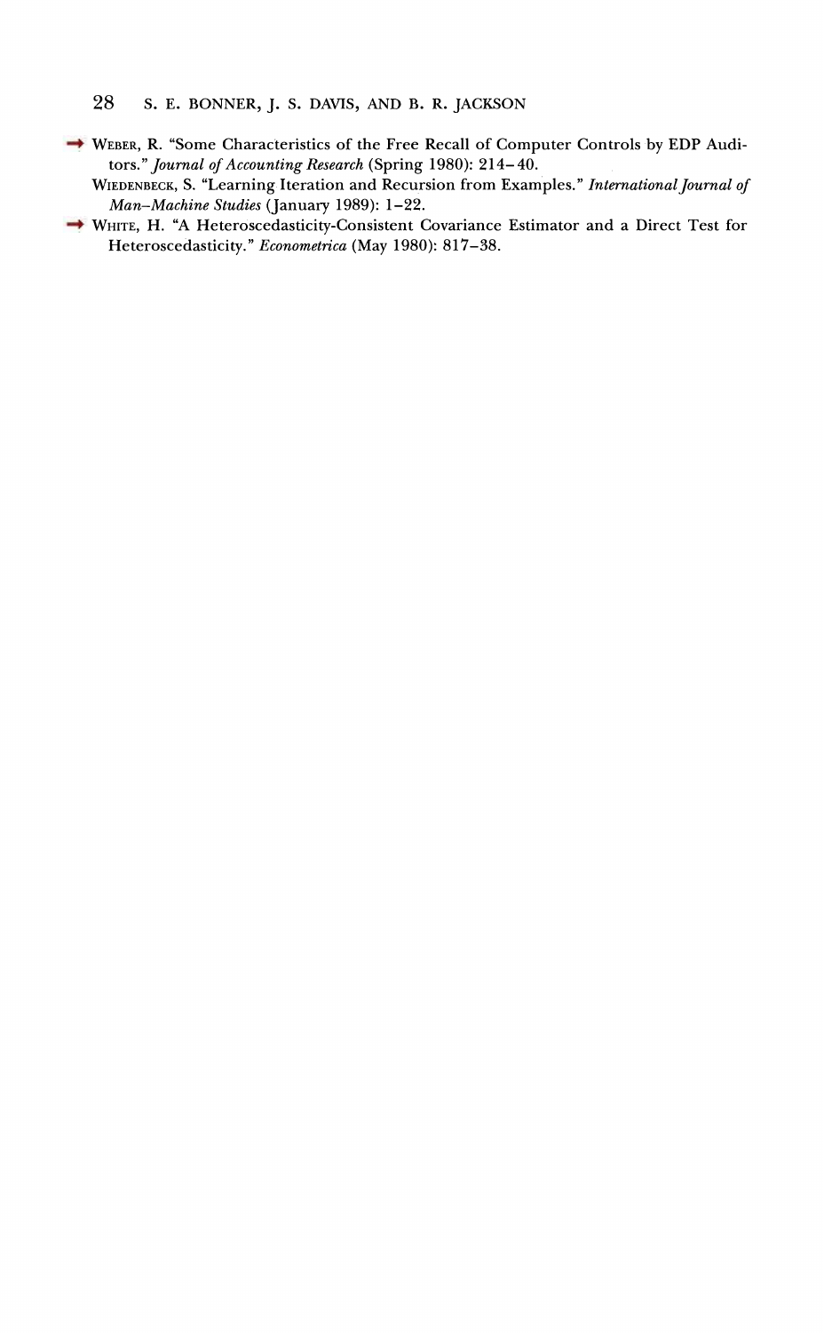WEBER, R. "Some Characteristics of the Free Recall of Computer Controls by EDP Auditors." *Journal of Accounting Research* (Spring 1980): 214–40.

WIEDENBECK, S. "Learning Iteration and Recursion from Examples." *International Journal of Man–Machine Studies* (January 1989): 1–22.

WHITE, H. "A Heteroscedasticity-Consistent Covariance Estimator and a Direct Test for Heteroscedasticity." *Econometrica* (May 1980): 817–38.